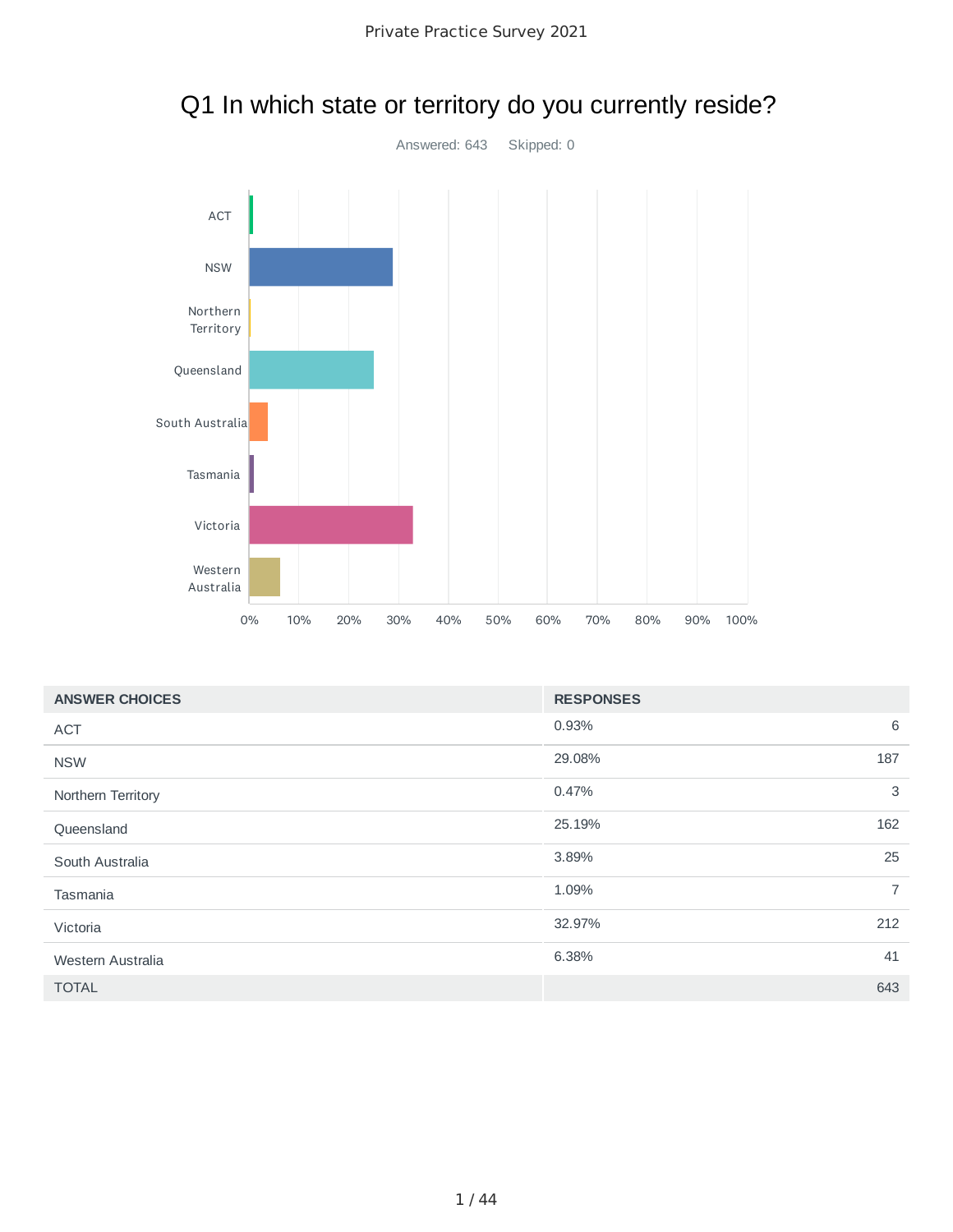# Q1 In which state or territory do you currently reside?

Answered: 643  Skipped: 0

| ANSWER CHOICES | RESPONSES | |
|---|---|---|
| ACT | 0.93% | 6 |
| NSW | 29.08% | 187 |
| Northern Territory | 0.47% | 3 |
| Queensland | 25.19% | 162 |
| South Australia | 3.89% | 25 |
| Tasmania | 1.09% | 7 |
| Victoria | 32.97% | 212 |
| Western Australia | 6.38% | 41 |
| TOTAL | | 643 |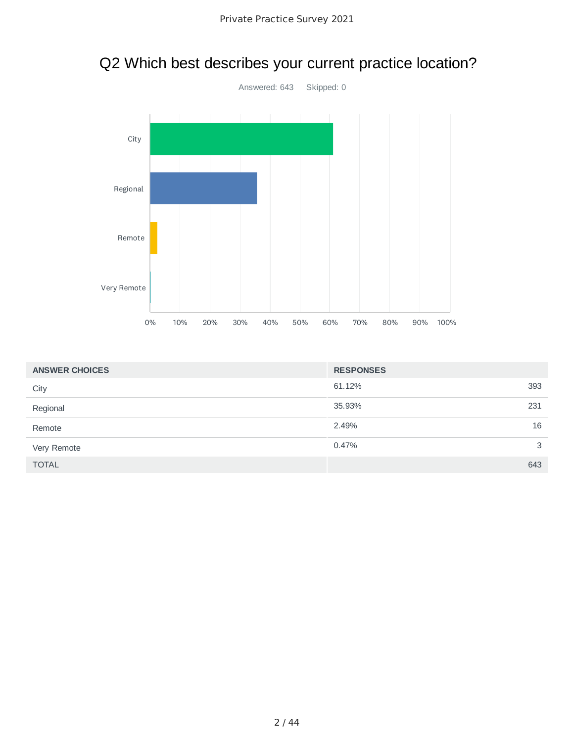## Q2 Which best describes your current practice location?

Answered: 643 Skipped: 0

| ANSWER CHOICES | RESPONSES | |
|---|---|---|
| City | 61.12% | 393 |
| Regional | 35.93% | 231 |
| Remote | 2.49% | 16 |
| Very Remote | 0.47% | 3 |
| TOTAL | | 643 |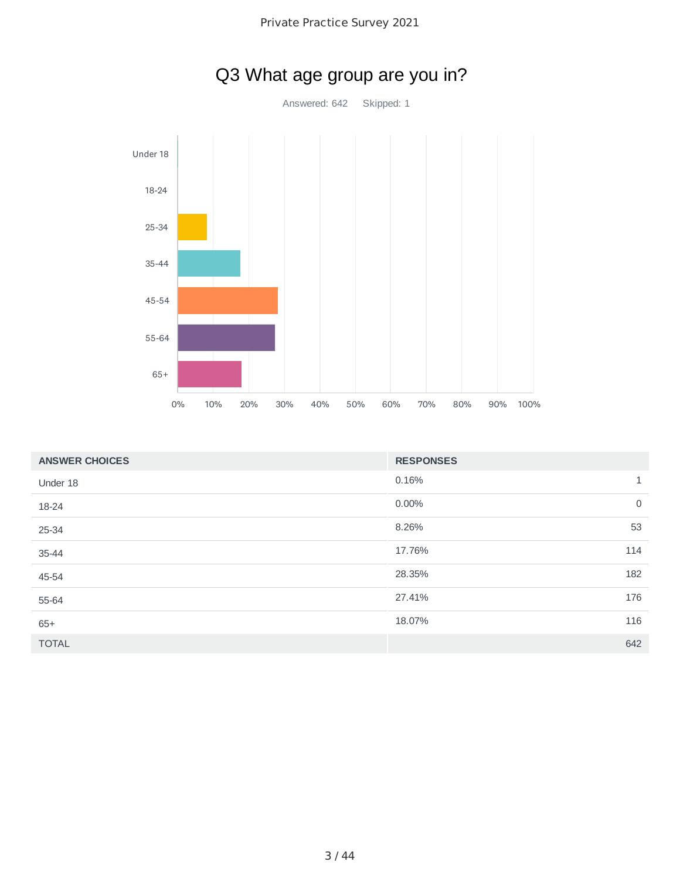# Q3 What age group are you in?

Answered: 642 Skipped: 1

| ANSWER CHOICES | RESPONSES | |
|---|---|---|
| Under 18 | 0.16% | 1 |
| 18-24 | 0.00% | 0 |
| 25-34 | 8.26% | 53 |
| 35-44 | 17.76% | 114 |
| 45-54 | 28.35% | 182 |
| 55-64 | 27.41% | 176 |
| 65+ | 18.07% | 116 |
| TOTAL | | 642 |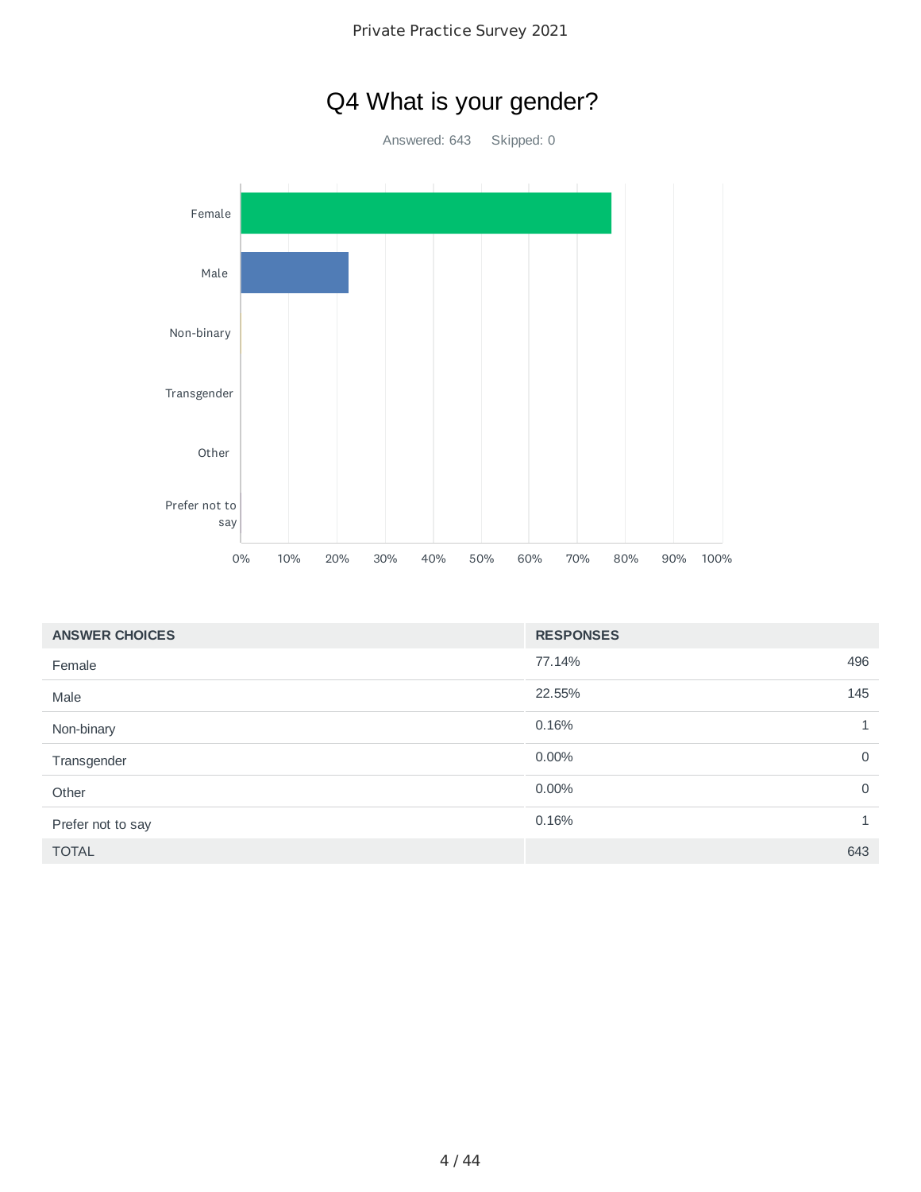# Q4 What is your gender?

Answered: 643 Skipped: 0

| ANSWER CHOICES | RESPONSES | |
|---|---|---|
| Female | 77.14% | 496 |
| Male | 22.55% | 145 |
| Non-binary | 0.16% | 1 |
| Transgender | 0.00% | 0 |
| Other | 0.00% | 0 |
| Prefer not to say | 0.16% | 1 |
| TOTAL | | 643 |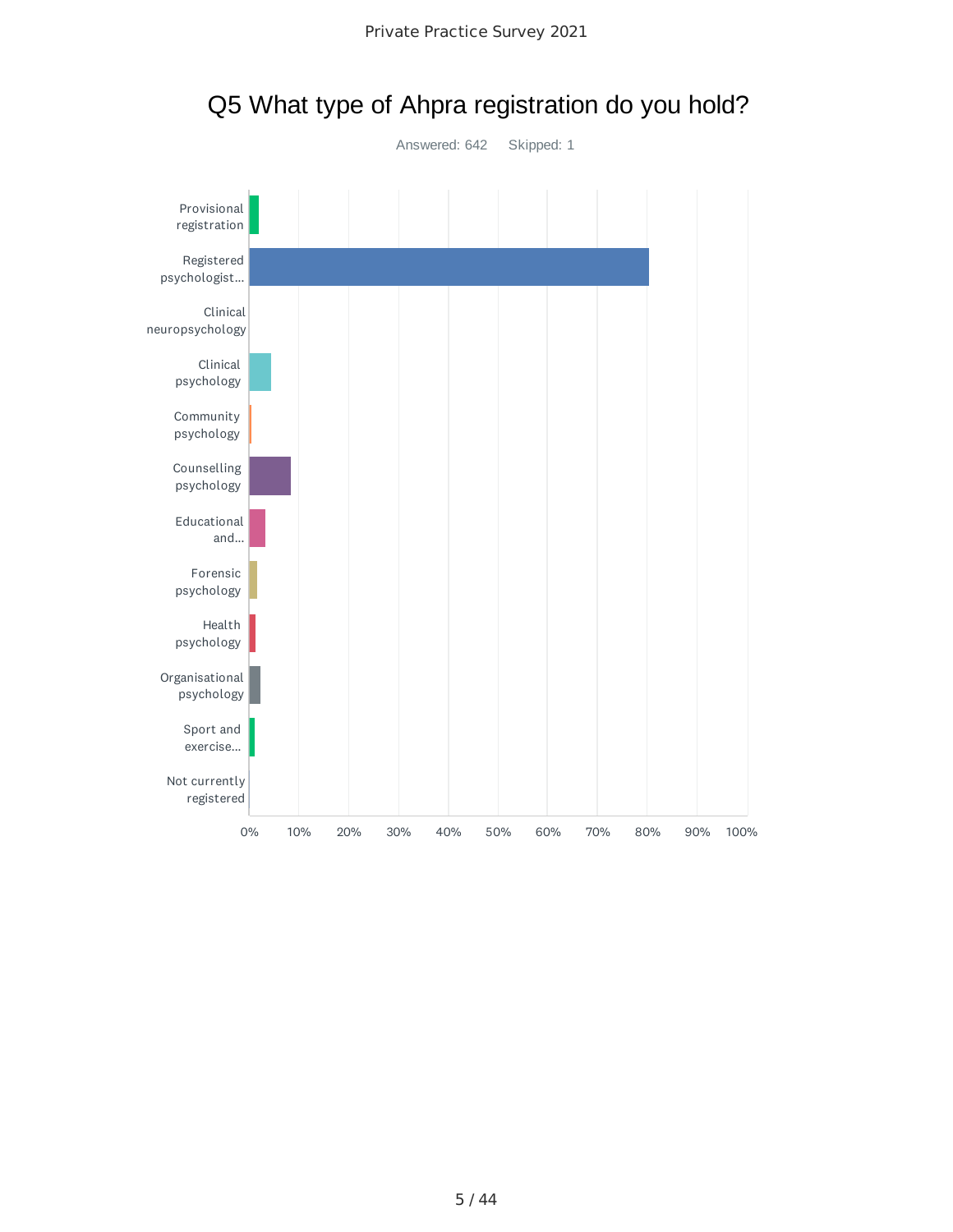# Q5 What type of Ahpra registration do you hold?

Answered: 642    Skipped: 1

Provisional registration

Registered psychologist...

Clinical neuropsychology

Clinical psychology

Community psychology

Counselling psychology

Educational and...

Forensic psychology

Health psychology

Organisational psychology

Sport and exercise...

Not currently registered

0% 10% 20% 30% 40% 50% 60% 70% 80% 90% 100%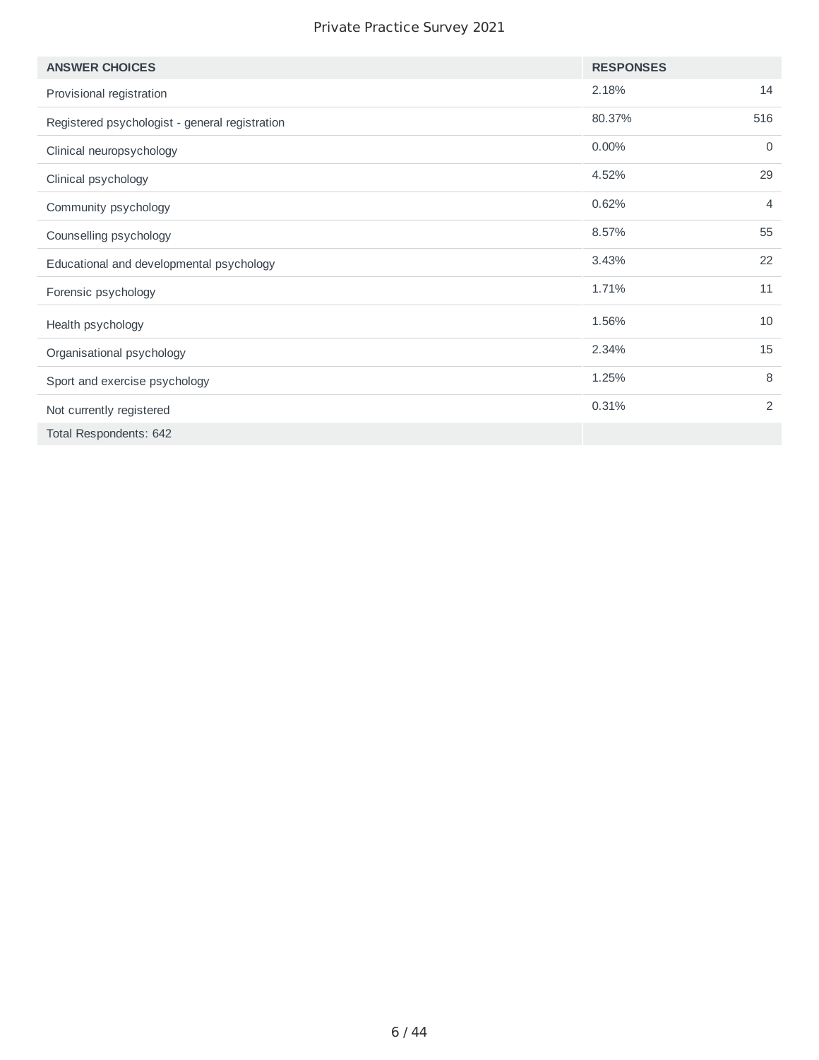| ANSWER CHOICES | RESPONSES | |
|---|---|---|
| Provisional registration | 2.18% | 14 |
| Registered psychologist - general registration | 80.37% | 516 |
| Clinical neuropsychology | 0.00% | 0 |
| Clinical psychology | 4.52% | 29 |
| Community psychology | 0.62% | 4 |
| Counselling psychology | 8.57% | 55 |
| Educational and developmental psychology | 3.43% | 22 |
| Forensic psychology | 1.71% | 11 |
| Health psychology | 1.56% | 10 |
| Organisational psychology | 2.34% | 15 |
| Sport and exercise psychology | 1.25% | 8 |
| Not currently registered | 0.31% | 2 |
| Total Respondents: 642 | | |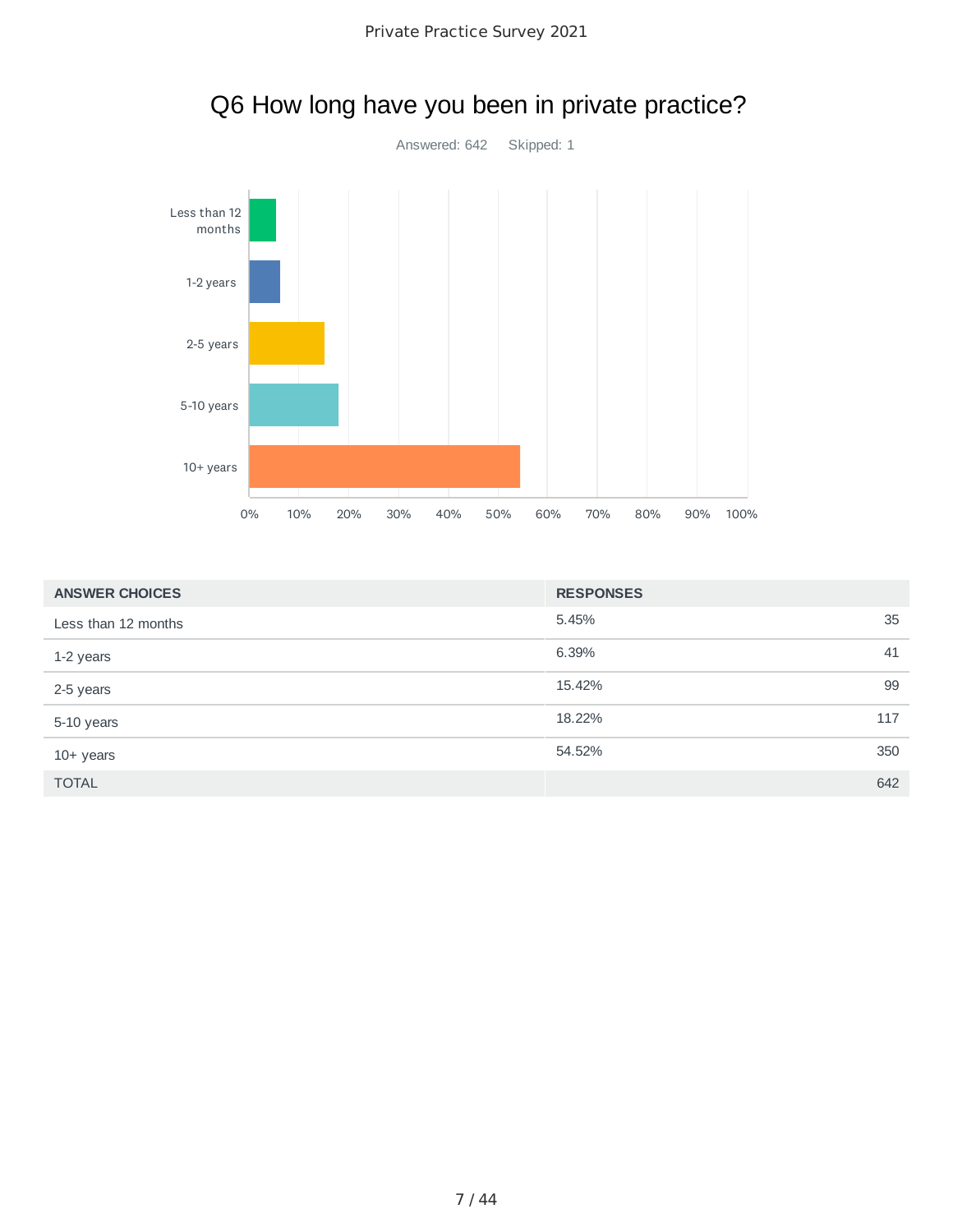# Q6 How long have you been in private practice?

Answered: 642    Skipped: 1

| ANSWER CHOICES | RESPONSES | |
|---|---|---|
| Less than 12 months | 5.45% | 35 |
| 1-2 years | 6.39% | 41 |
| 2-5 years | 15.42% | 99 |
| 5-10 years | 18.22% | 117 |
| 10+ years | 54.52% | 350 |
| TOTAL | | 642 |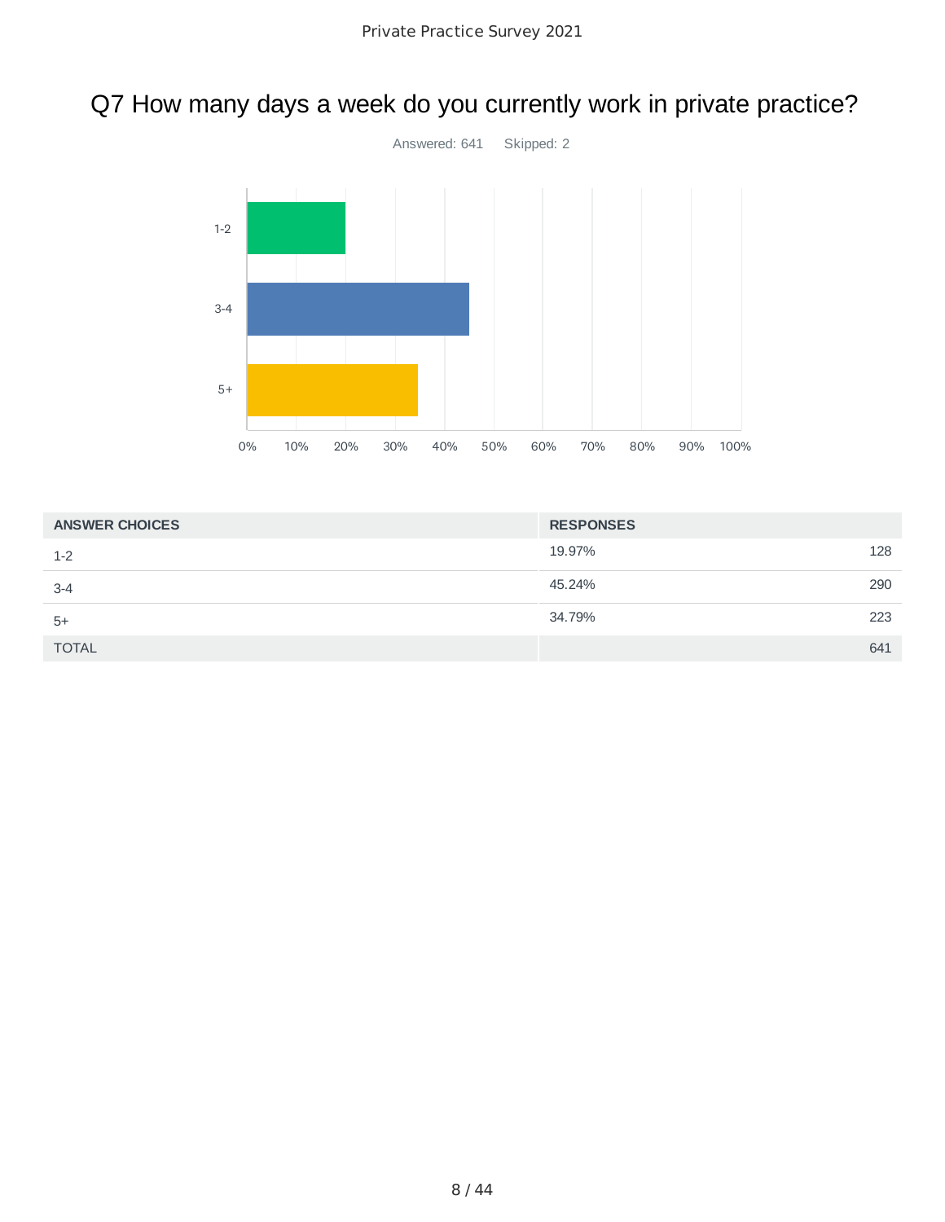# Q7 How many days a week do you currently work in private practice?

Answered: 641 Skipped: 2

| ANSWER CHOICES | RESPONSES | |
|---|---|---|
| 1-2 | 19.97% | 128 |
| 3-4 | 45.24% | 290 |
| 5+ | 34.79% | 223 |
| TOTAL | | 641 |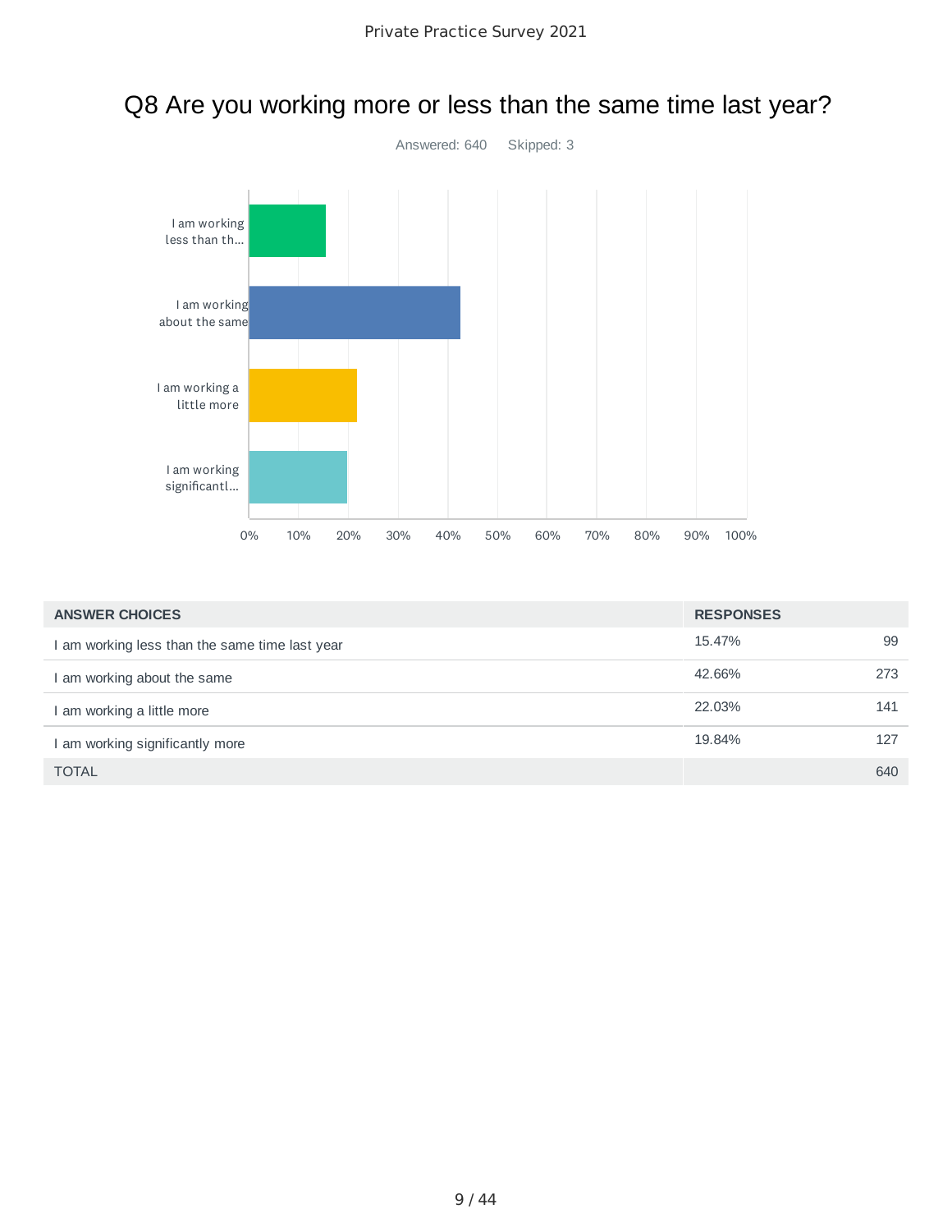# Q8 Are you working more or less than the same time last year?

Answered: 640    Skipped: 3

| ANSWER CHOICES | RESPONSES | |
|---|---|---|
| I am working less than the same time last year | 15.47% | 99 |
| I am working about the same | 42.66% | 273 |
| I am working a little more | 22.03% | 141 |
| I am working significantly more | 19.84% | 127 |
| TOTAL | | 640 |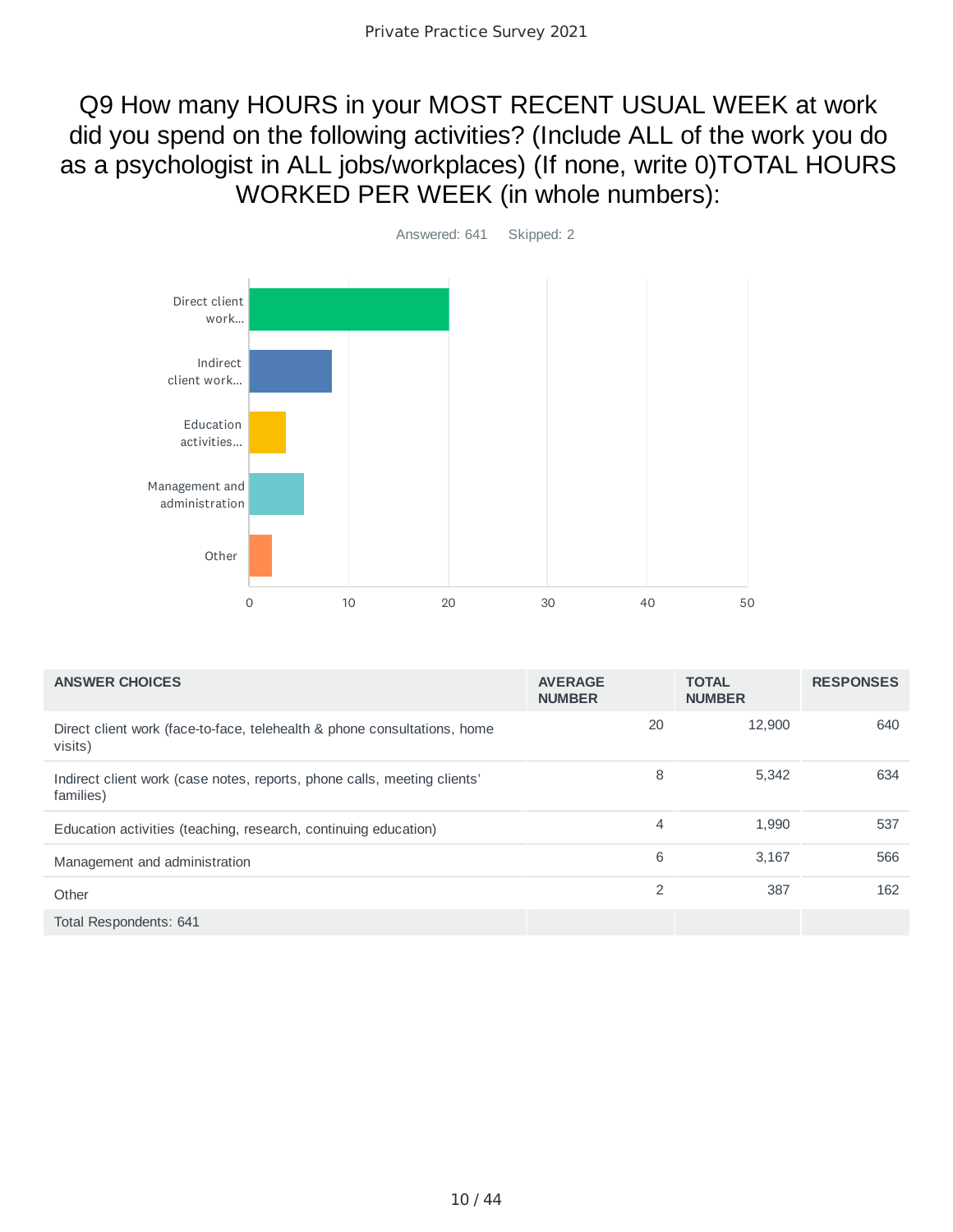# Q9 How many HOURS in your MOST RECENT USUAL WEEK at work did you spend on the following activities? (Include ALL of the work you do as a psychologist in ALL jobs/workplaces) (If none, write 0)TOTAL HOURS WORKED PER WEEK (in whole numbers):

Answered: 641 Skipped: 2

| ANSWER CHOICES | AVERAGE NUMBER | TOTAL NUMBER | RESPONSES |
|---|---|---|---|
| Direct client work (face-to-face, telehealth & phone consultations, home visits) | 20 | 12,900 | 640 |
| Indirect client work (case notes, reports, phone calls, meeting clients' families) | 8 | 5,342 | 634 |
| Education activities (teaching, research, continuing education) | 4 | 1,990 | 537 |
| Management and administration | 6 | 3,167 | 566 |
| Other | 2 | 387 | 162 |
| Total Respondents: 641 | | | |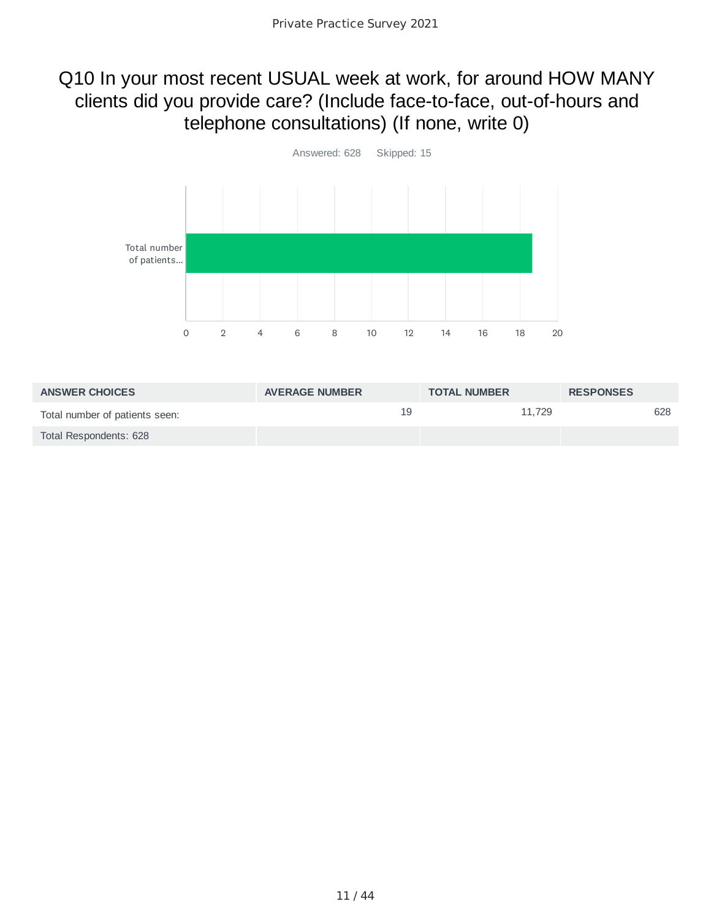# Q10 In your most recent USUAL week at work, for around HOW MANY clients did you provide care? (Include face-to-face, out-of-hours and telephone consultations) (If none, write 0)

Answered: 628 Skipped: 15

| ANSWER CHOICES | AVERAGE NUMBER | TOTAL NUMBER | RESPONSES |
|---|---|---|---|
| Total number of patients seen: | 19 | 11,729 | 628 |
| Total Respondents: 628 | | | |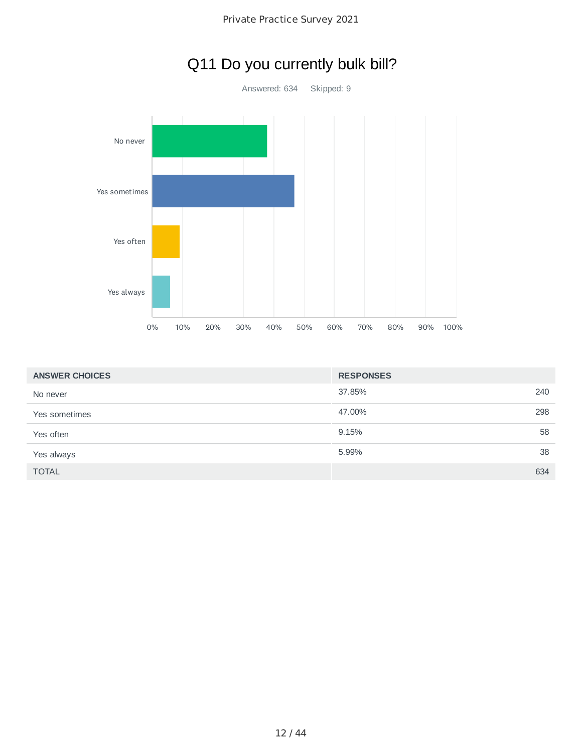# Q11 Do you currently bulk bill?

Answered: 634    Skipped: 9

| ANSWER CHOICES | RESPONSES | |
| --- | --- | --- |
| No never | 37.85% | 240 |
| Yes sometimes | 47.00% | 298 |
| Yes often | 9.15% | 58 |
| Yes always | 5.99% | 38 |
| TOTAL | | 634 |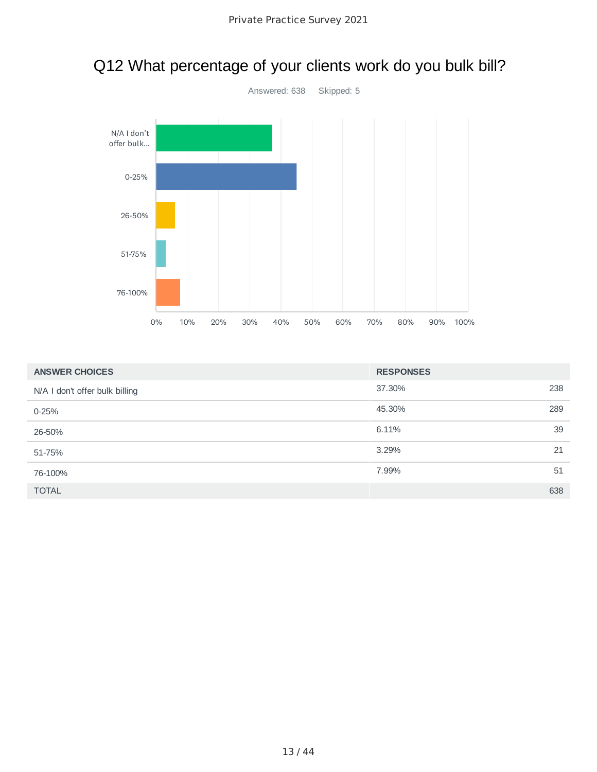## Q12 What percentage of your clients work do you bulk bill?

Answered: 638 Skipped: 5

| ANSWER CHOICES | RESPONSES | |
|---|---|---|
| N/A I don't offer bulk billing | 37.30% | 238 |
| 0-25% | 45.30% | 289 |
| 26-50% | 6.11% | 39 |
| 51-75% | 3.29% | 21 |
| 76-100% | 7.99% | 51 |
| TOTAL | | 638 |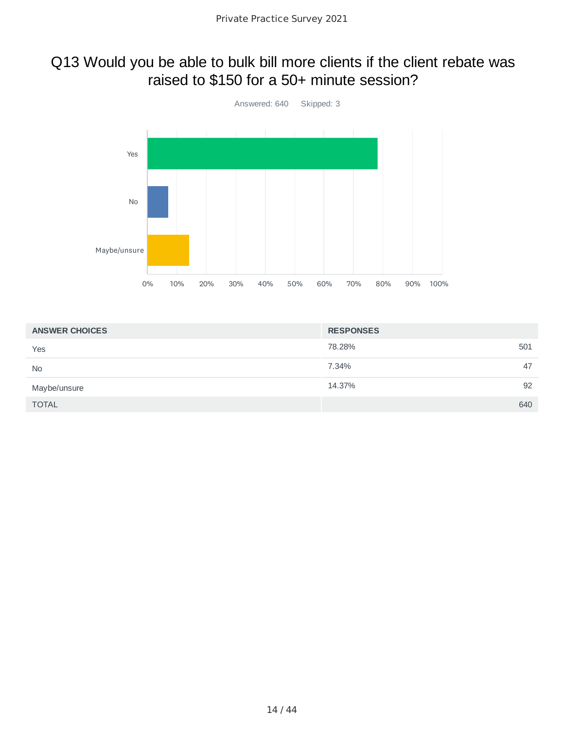# Q13 Would you be able to bulk bill more clients if the client rebate was raised to $150 for a 50+ minute session?

Answered: 640    Skipped: 3

| ANSWER CHOICES | RESPONSES | |
|---|---|---|
| Yes | 78.28% | 501 |
| No | 7.34% | 47 |
| Maybe/unsure | 14.37% | 92 |
| TOTAL | | 640 |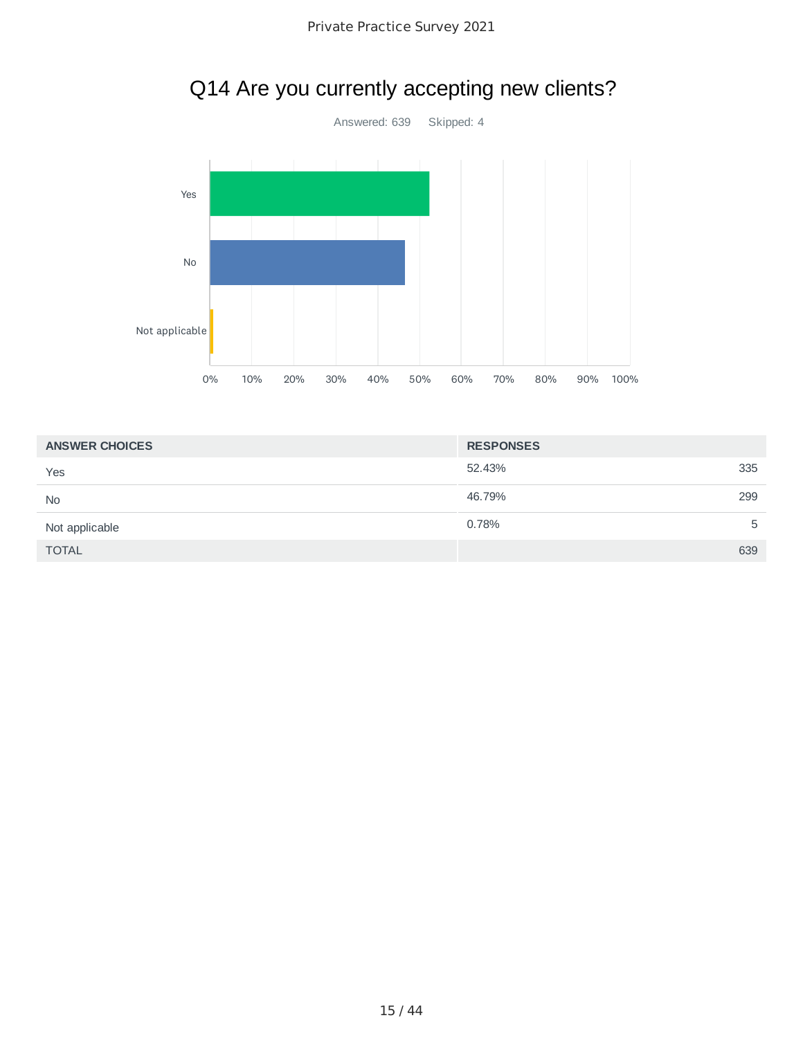# Q14 Are you currently accepting new clients?

Answered: 639 Skipped: 4

| ANSWER CHOICES | RESPONSES | |
|---|---|---|
| Yes | 52.43% | 335 |
| No | 46.79% | 299 |
| Not applicable | 0.78% | 5 |
| TOTAL | | 639 |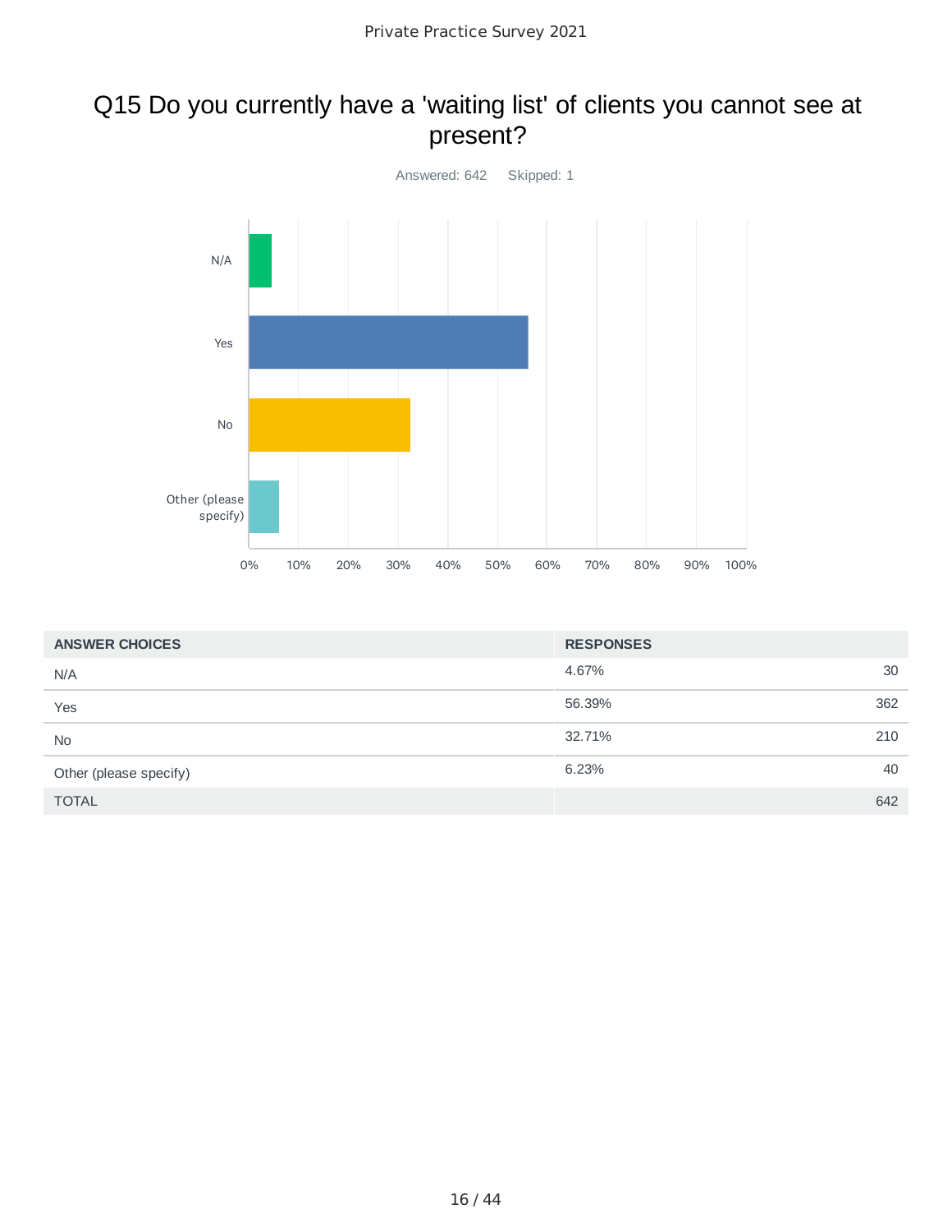# Q15 Do you currently have a 'waiting list' of clients you cannot see at present?

Answered: 642    Skipped: 1

| ANSWER CHOICES | RESPONSES | |
|---|---|---|
| N/A | 4.67% | 30 |
| Yes | 56.39% | 362 |
| No | 32.71% | 210 |
| Other (please specify) | 6.23% | 40 |
| TOTAL | | 642 |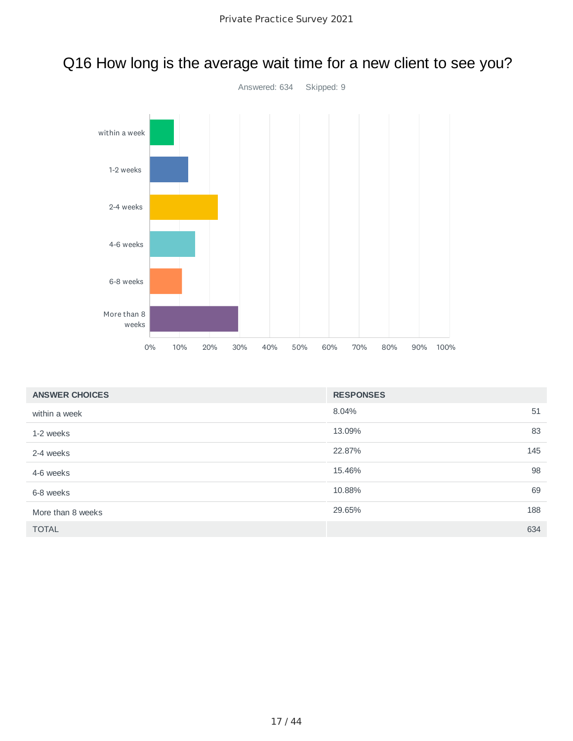# Q16 How long is the average wait time for a new client to see you?

Answered: 634    Skipped: 9

| ANSWER CHOICES | RESPONSES | |
|---|---|---|
| within a week | 8.04% | 51 |
| 1-2 weeks | 13.09% | 83 |
| 2-4 weeks | 22.87% | 145 |
| 4-6 weeks | 15.46% | 98 |
| 6-8 weeks | 10.88% | 69 |
| More than 8 weeks | 29.65% | 188 |
| TOTAL | | 634 |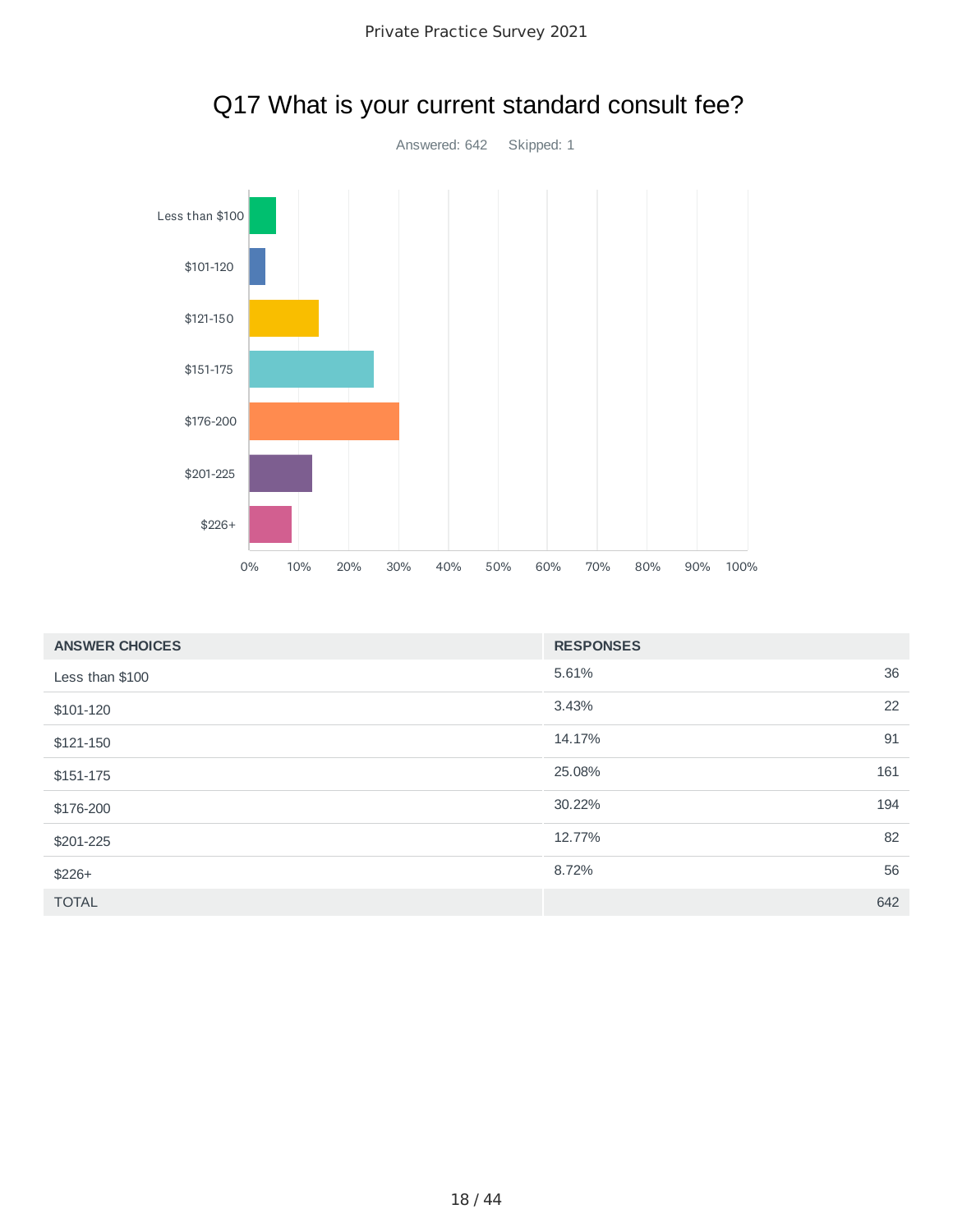## Q17 What is your current standard consult fee?

Answered: 642    Skipped: 1

| ANSWER CHOICES | RESPONSES | |
|---|---|---|
| Less than $100 | 5.61% | 36 |
| $101-120 | 3.43% | 22 |
| $121-150 | 14.17% | 91 |
| $151-175 | 25.08% | 161 |
| $176-200 | 30.22% | 194 |
| $201-225 | 12.77% | 82 |
| $226+ | 8.72% | 56 |
| TOTAL | | 642 |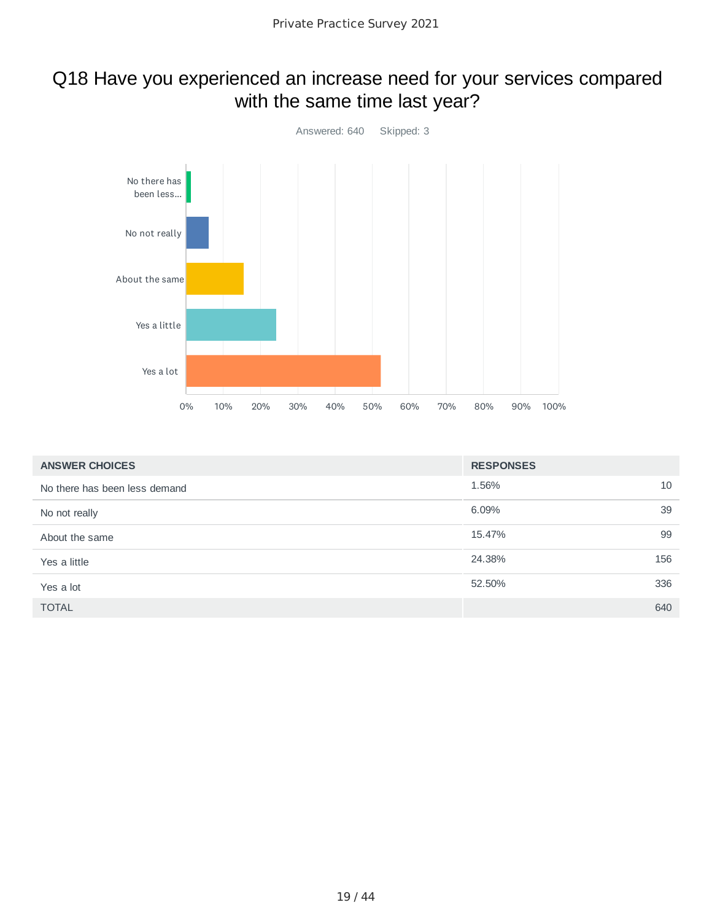## Q18 Have you experienced an increase need for your services compared with the same time last year?

Answered: 640 Skipped: 3

| ANSWER CHOICES | RESPONSES | |
|---|---|---|
| No there has been less demand | 1.56% | 10 |
| No not really | 6.09% | 39 |
| About the same | 15.47% | 99 |
| Yes a little | 24.38% | 156 |
| Yes a lot | 52.50% | 336 |
| TOTAL | | 640 |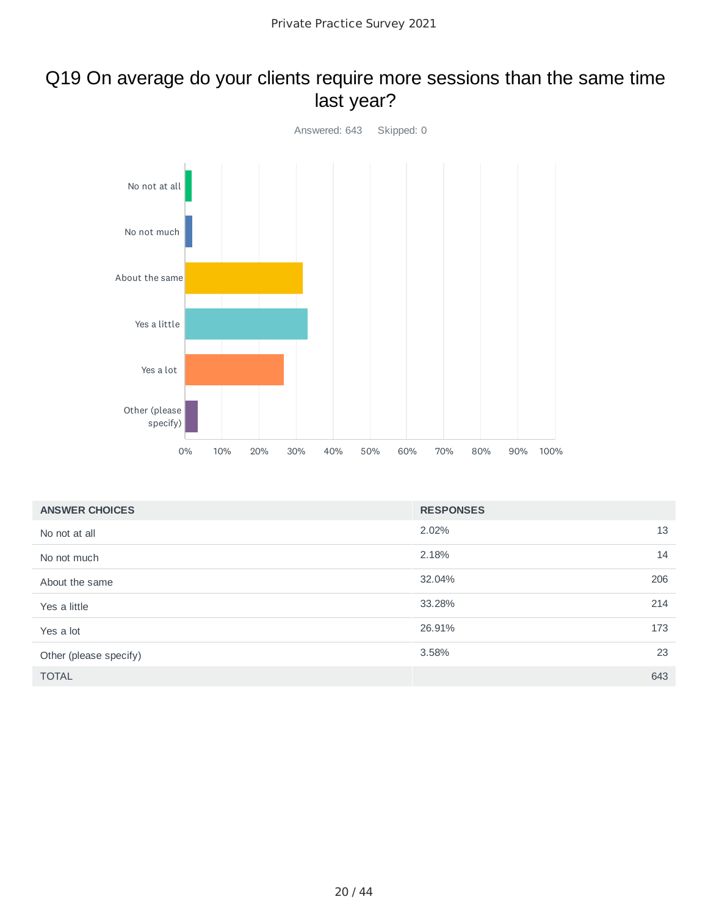# Q19 On average do your clients require more sessions than the same time last year?

Answered: 643 Skipped: 0

| ANSWER CHOICES | RESPONSES | |
|---|---|---|
| No not at all | 2.02% | 13 |
| No not much | 2.18% | 14 |
| About the same | 32.04% | 206 |
| Yes a little | 33.28% | 214 |
| Yes a lot | 26.91% | 173 |
| Other (please specify) | 3.58% | 23 |
| TOTAL | | 643 |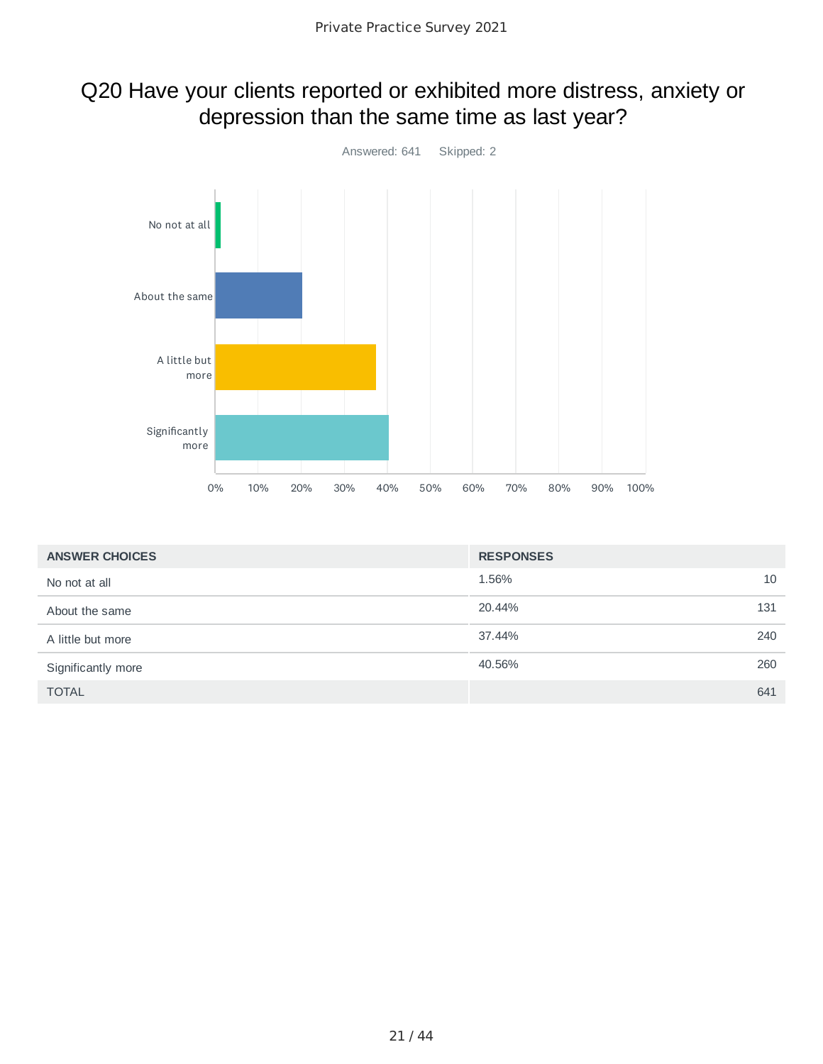# Q20 Have your clients reported or exhibited more distress, anxiety or depression than the same time as last year?

Answered: 641    Skipped: 2

| ANSWER CHOICES | RESPONSES | |
|---|---|---|
| No not at all | 1.56% | 10 |
| About the same | 20.44% | 131 |
| A little but more | 37.44% | 240 |
| Significantly more | 40.56% | 260 |
| TOTAL | | 641 |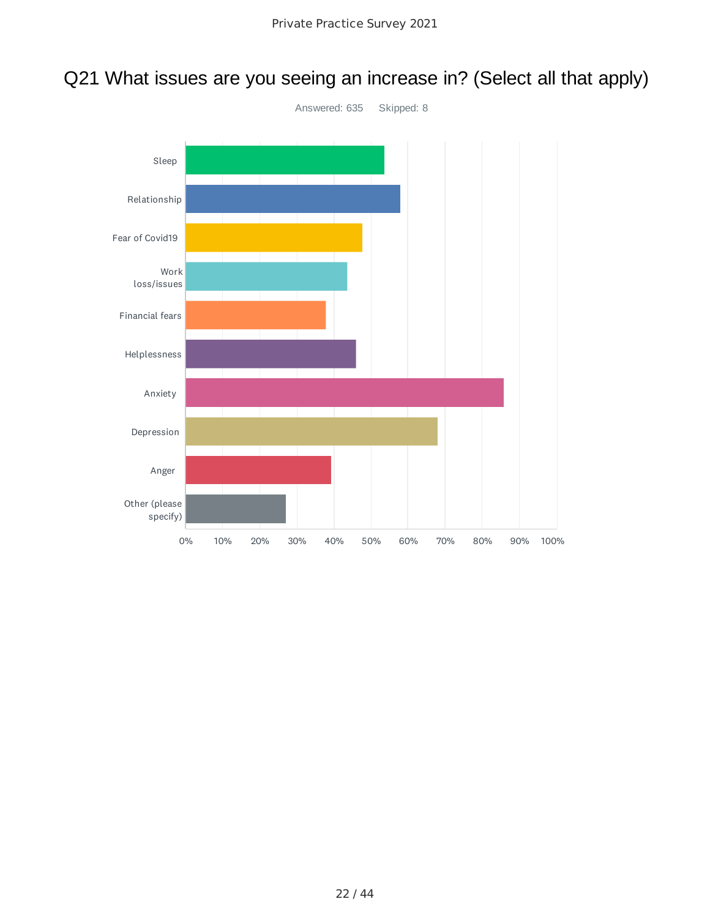# Q21 What issues are you seeing an increase in? (Select all that apply)

Answered: 635 Skipped: 8

| Issue |
|---|
| Sleep |
| Relationship |
| Fear of Covid19 |
| Work loss/issues |
| Financial fears |
| Helplessness |
| Anxiety |
| Depression |
| Anger |
| Other (please specify) |

0% 10% 20% 30% 40% 50% 60% 70% 80% 90% 100%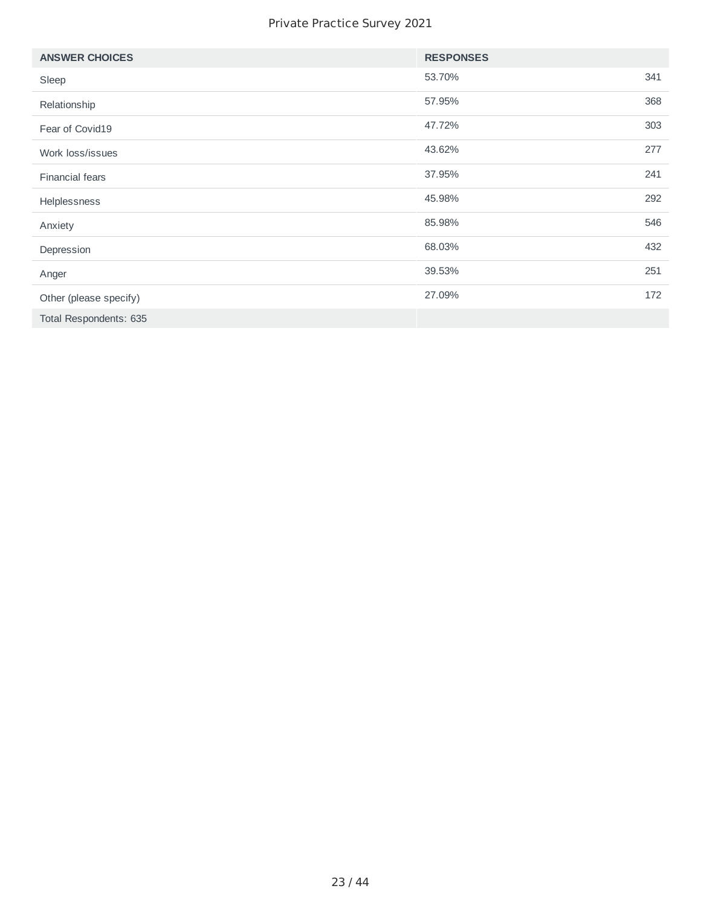| ANSWER CHOICES | RESPONSES | |
|---|---|---|
| Sleep | 53.70% | 341 |
| Relationship | 57.95% | 368 |
| Fear of Covid19 | 47.72% | 303 |
| Work loss/issues | 43.62% | 277 |
| Financial fears | 37.95% | 241 |
| Helplessness | 45.98% | 292 |
| Anxiety | 85.98% | 546 |
| Depression | 68.03% | 432 |
| Anger | 39.53% | 251 |
| Other (please specify) | 27.09% | 172 |
| Total Respondents: 635 | | |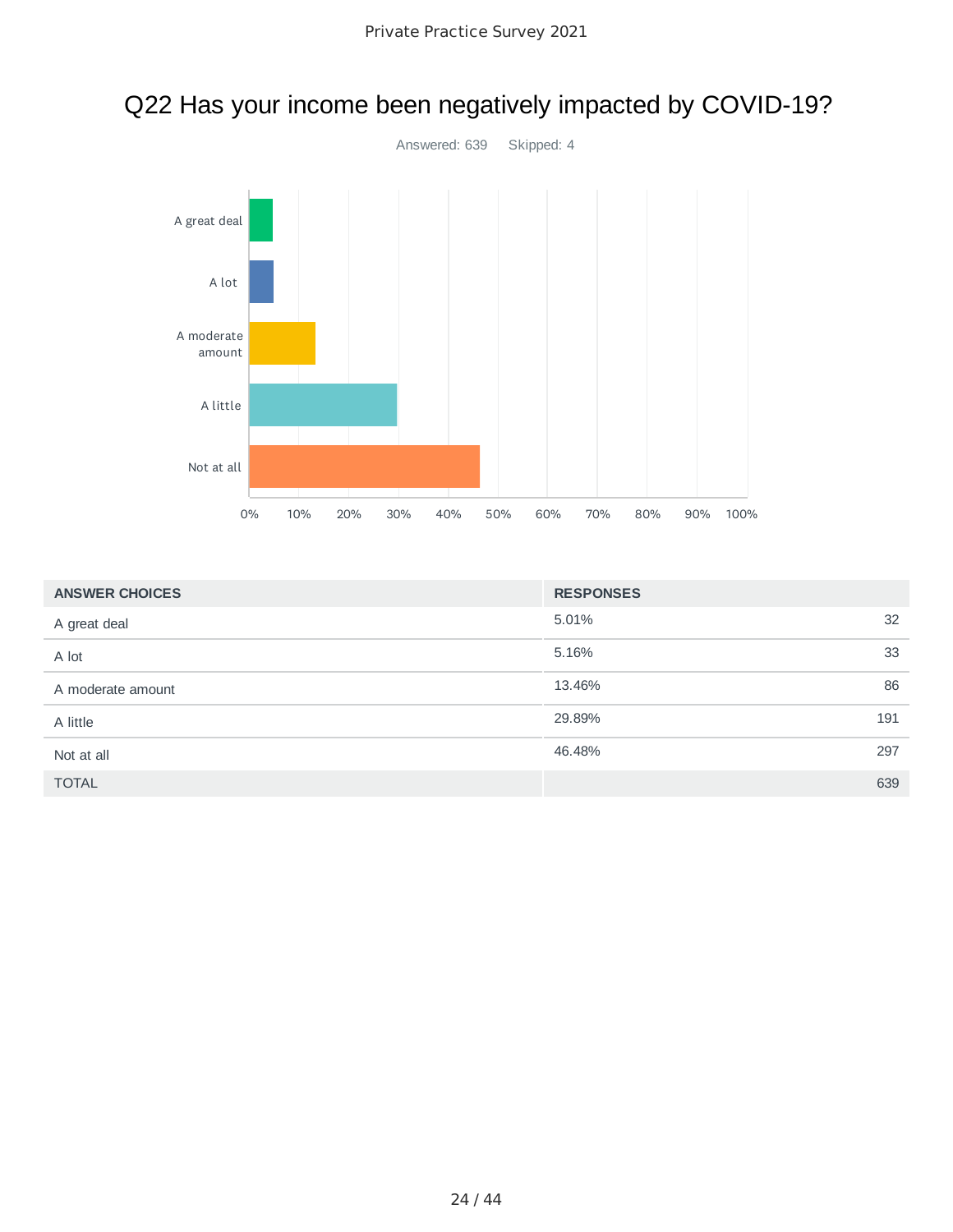# Q22 Has your income been negatively impacted by COVID-19?

Answered: 639 Skipped: 4

| ANSWER CHOICES | RESPONSES | |
|---|---|---|
| A great deal | 5.01% | 32 |
| A lot | 5.16% | 33 |
| A moderate amount | 13.46% | 86 |
| A little | 29.89% | 191 |
| Not at all | 46.48% | 297 |
| TOTAL | | 639 |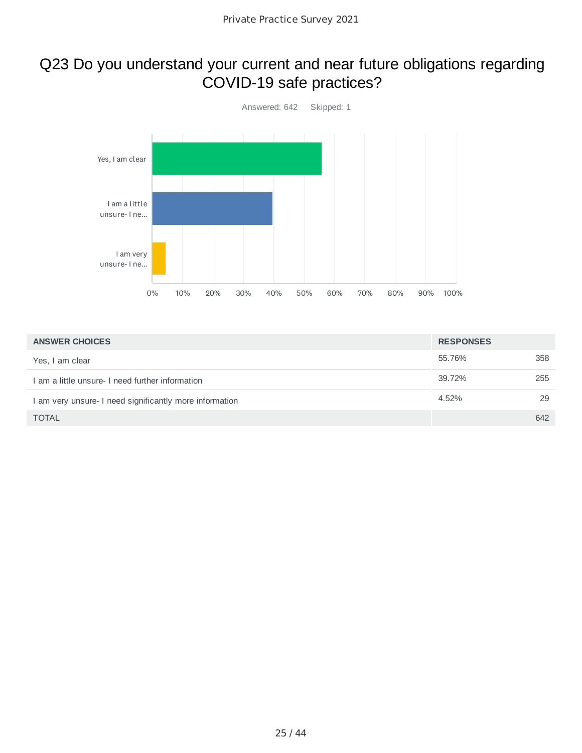# Q23 Do you understand your current and near future obligations regarding COVID-19 safe practices?

Answered: 642 Skipped: 1

| ANSWER CHOICES | RESPONSES | |
|---|---|---|
| Yes, I am clear | 55.76% | 358 |
| I am a little unsure- I need further information | 39.72% | 255 |
| I am very unsure- I need significantly more information | 4.52% | 29 |
| TOTAL | | 642 |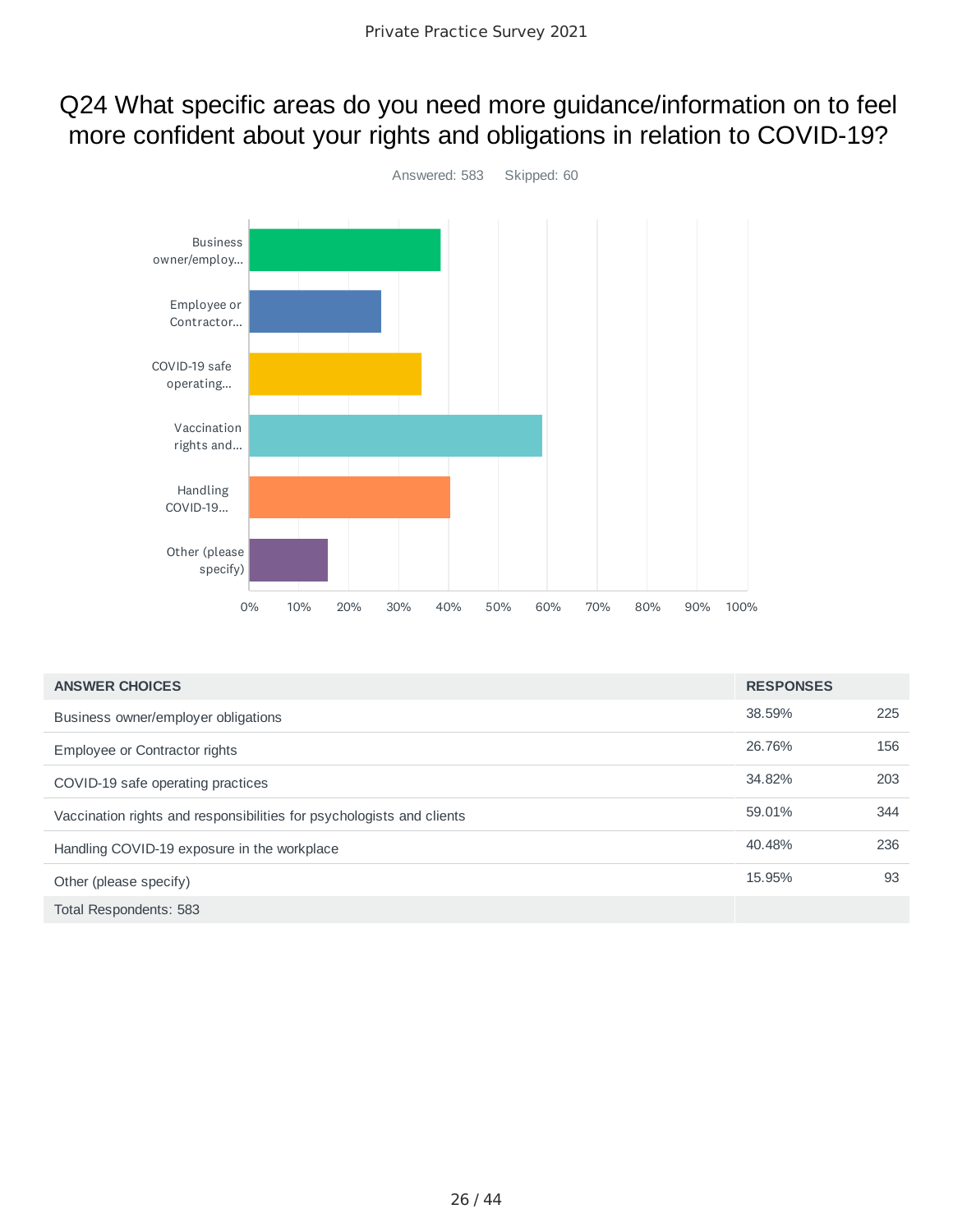# Q24 What specific areas do you need more guidance/information on to feel more confident about your rights and obligations in relation to COVID-19?

Answered: 583 Skipped: 60

| ANSWER CHOICES | RESPONSES | |
|---|---|---|
| Business owner/employer obligations | 38.59% | 225 |
| Employee or Contractor rights | 26.76% | 156 |
| COVID-19 safe operating practices | 34.82% | 203 |
| Vaccination rights and responsibilities for psychologists and clients | 59.01% | 344 |
| Handling COVID-19 exposure in the workplace | 40.48% | 236 |
| Other (please specify) | 15.95% | 93 |
| Total Respondents: 583 | | |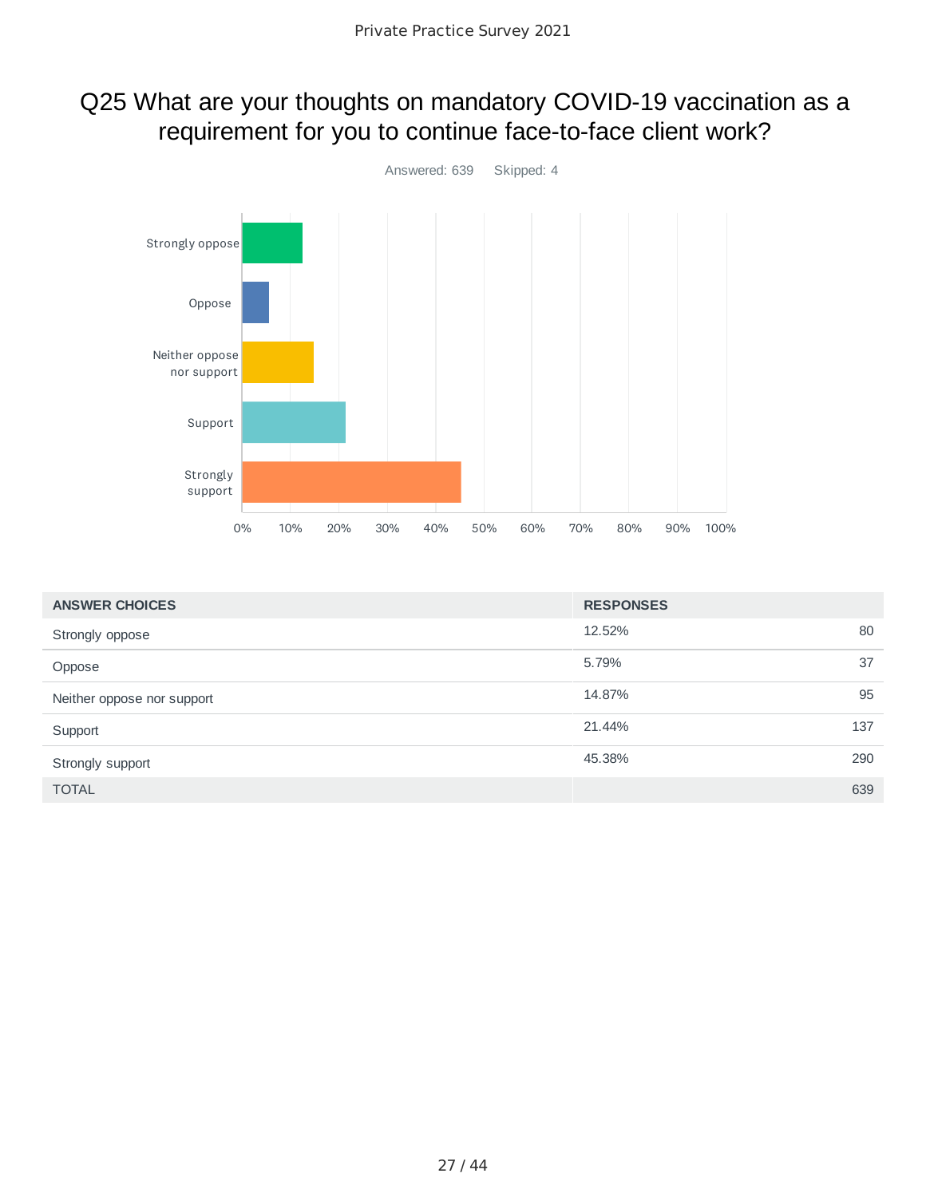# Q25 What are your thoughts on mandatory COVID-19 vaccination as a requirement for you to continue face-to-face client work?

Answered: 639 Skipped: 4

| ANSWER CHOICES | RESPONSES | |
|---|---|---|
| Strongly oppose | 12.52% | 80 |
| Oppose | 5.79% | 37 |
| Neither oppose nor support | 14.87% | 95 |
| Support | 21.44% | 137 |
| Strongly support | 45.38% | 290 |
| TOTAL | | 639 |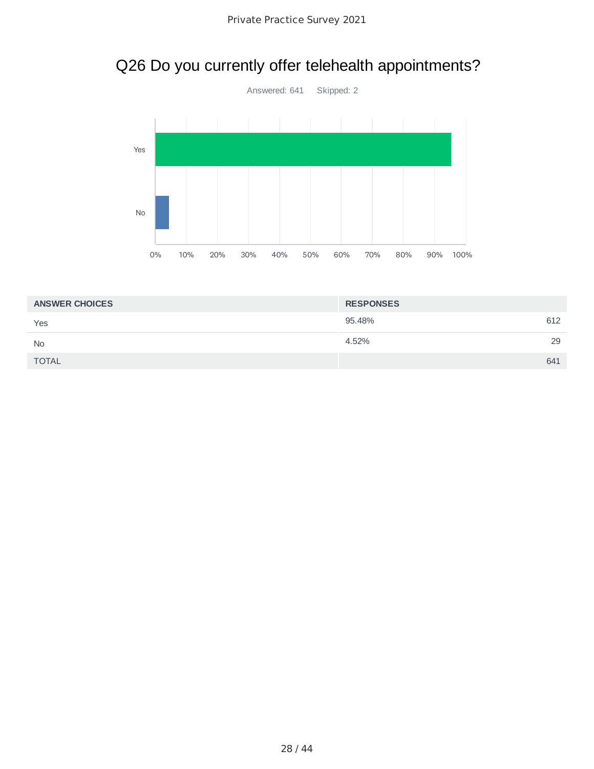# Q26 Do you currently offer telehealth appointments?

Answered: 641 Skipped: 2

| ANSWER CHOICES | RESPONSES | |
|---|---|---|
| Yes | 95.48% | 612 |
| No | 4.52% | 29 |
| TOTAL | | 641 |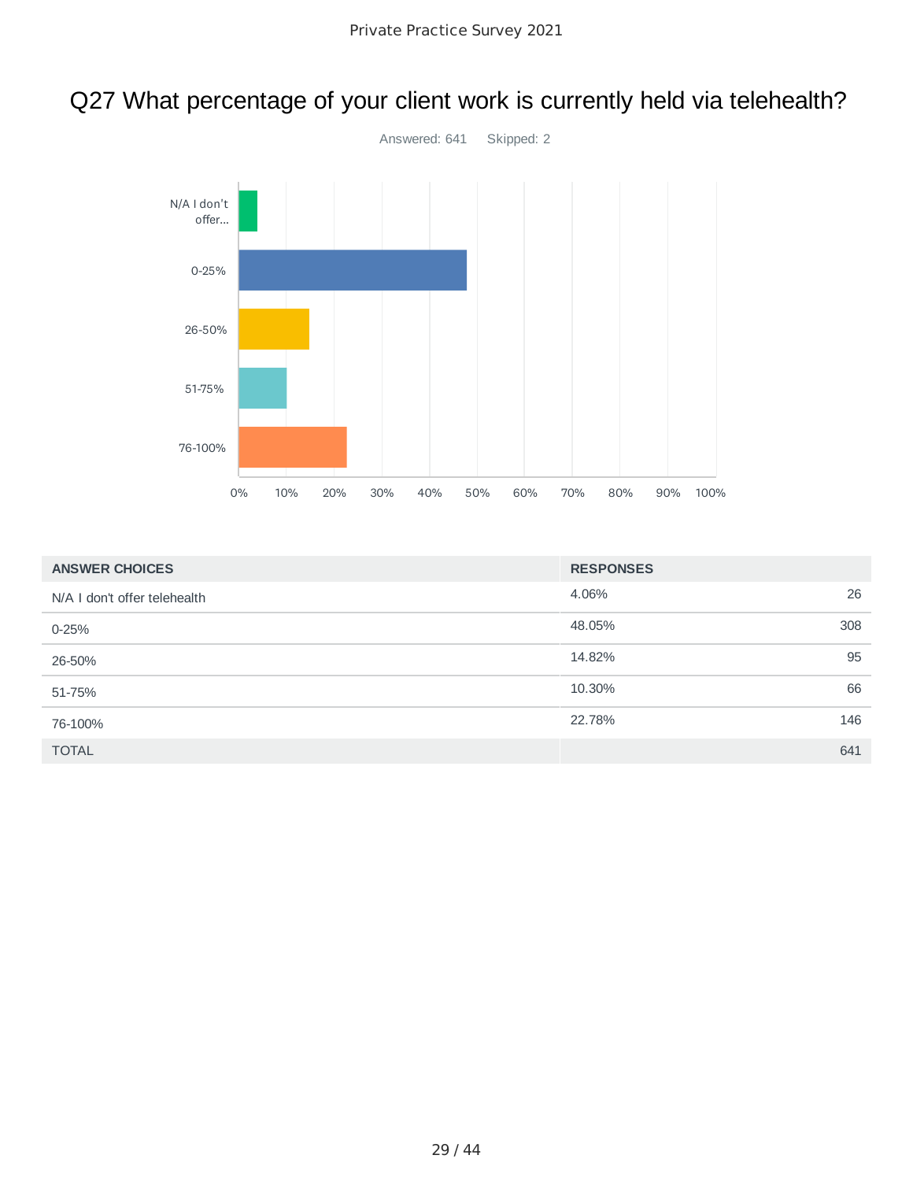# Q27 What percentage of your client work is currently held via telehealth?

Answered: 641 Skipped: 2

| ANSWER CHOICES | RESPONSES | |
|---|---|---|
| N/A I don't offer telehealth | 4.06% | 26 |
| 0-25% | 48.05% | 308 |
| 26-50% | 14.82% | 95 |
| 51-75% | 10.30% | 66 |
| 76-100% | 22.78% | 146 |
| TOTAL | | 641 |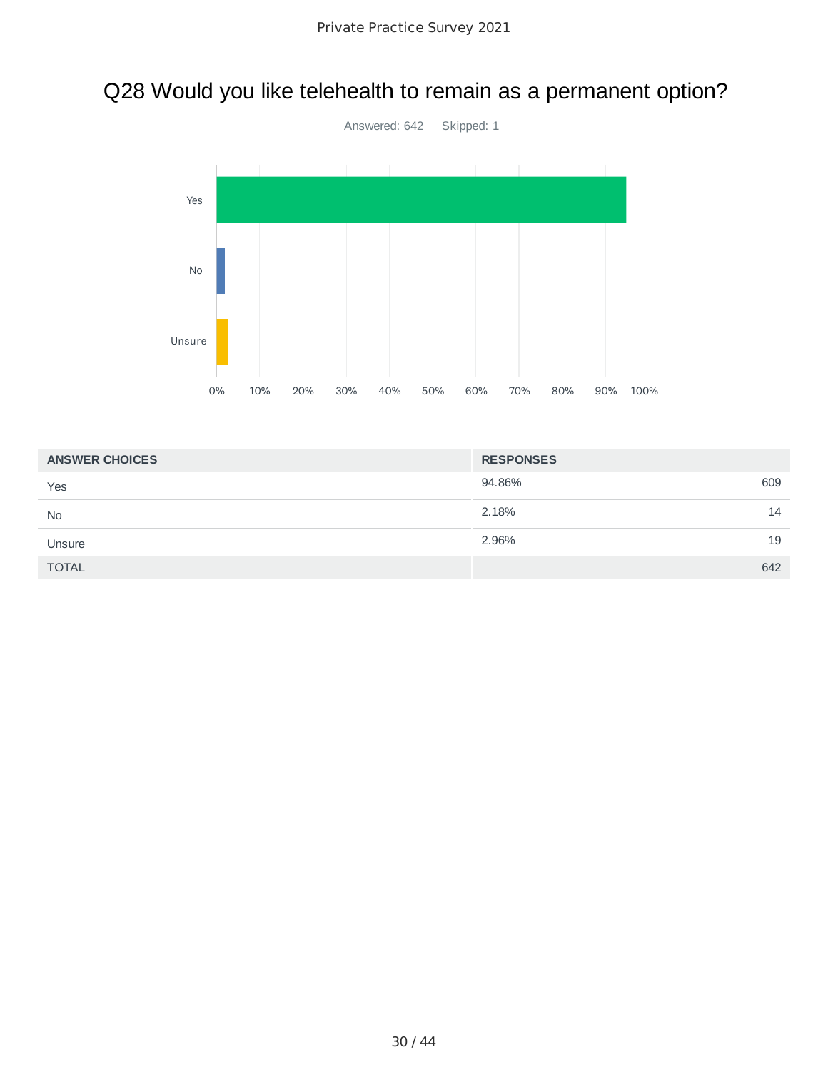## Q28 Would you like telehealth to remain as a permanent option?

Answered: 642    Skipped: 1

| ANSWER CHOICES | RESPONSES | |
|---|---|---|
| Yes | 94.86% | 609 |
| No | 2.18% | 14 |
| Unsure | 2.96% | 19 |
| TOTAL | | 642 |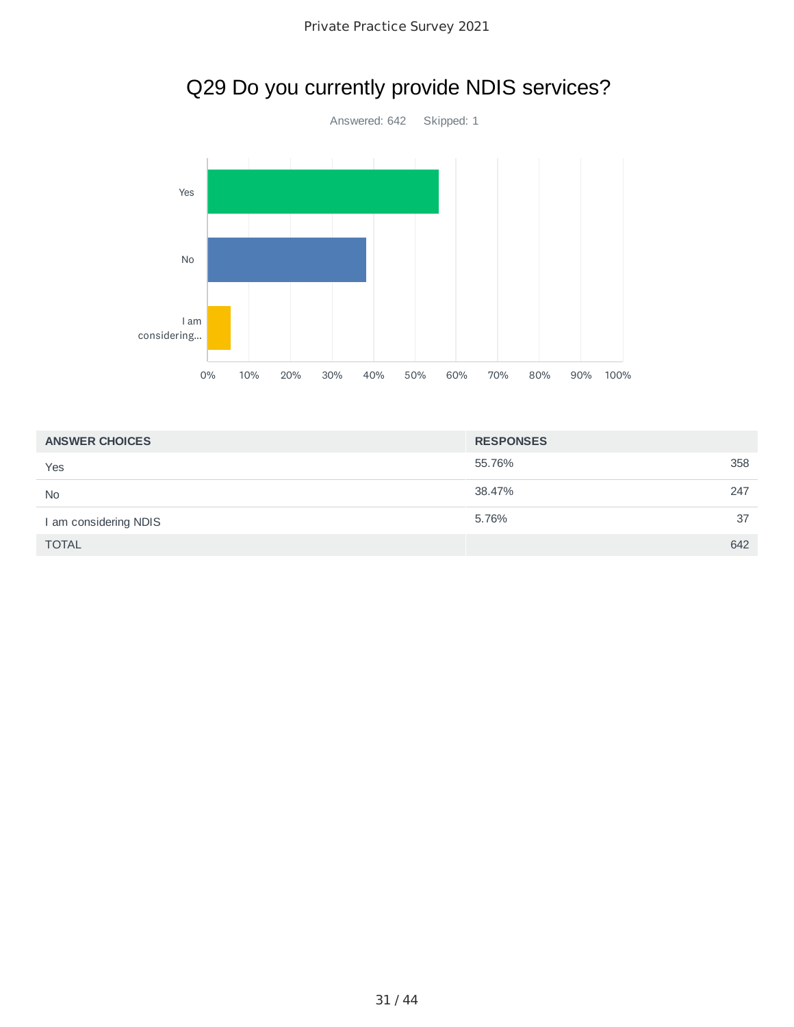## Q29 Do you currently provide NDIS services?

Answered: 642 Skipped: 1

| ANSWER CHOICES | RESPONSES | |
|---|---|---|
| Yes | 55.76% | 358 |
| No | 38.47% | 247 |
| I am considering NDIS | 5.76% | 37 |
| TOTAL | | 642 |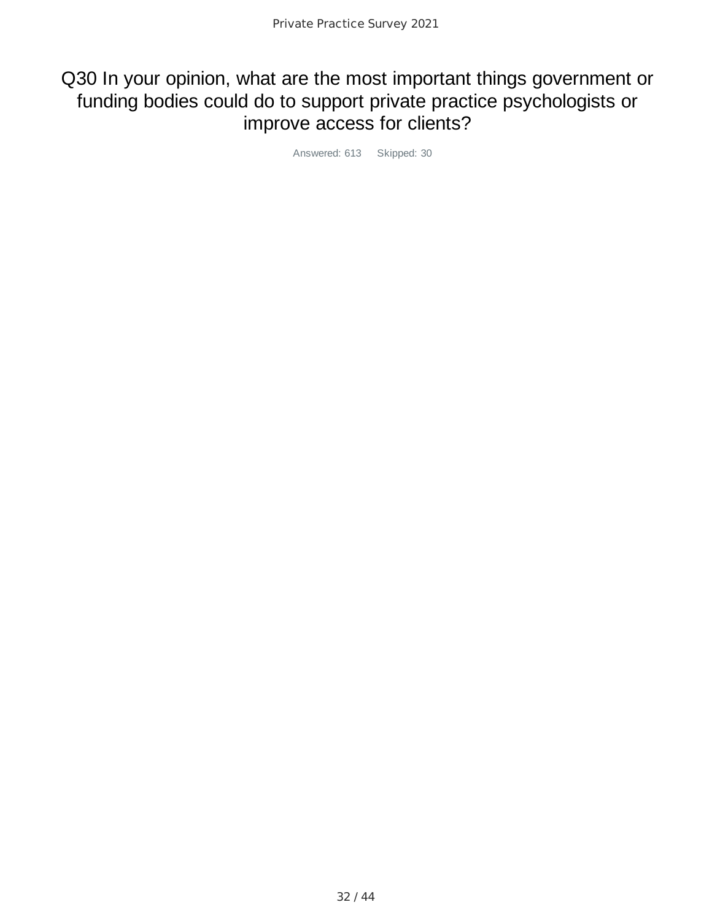# Q30 In your opinion, what are the most important things government or funding bodies could do to support private practice psychologists or improve access for clients?

Answered: 613 Skipped: 30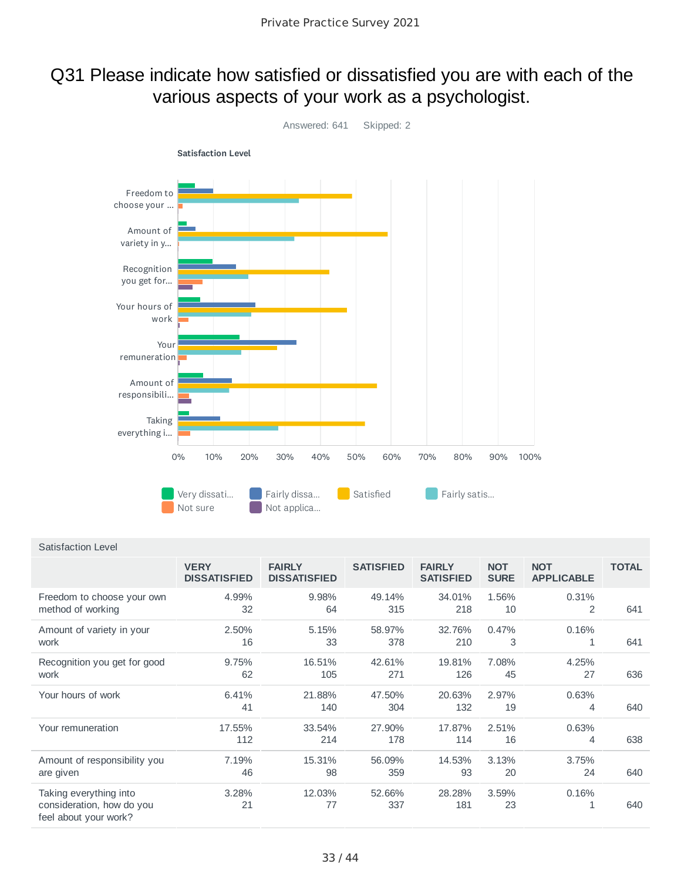Private Practice Survey 2021

# Q31 Please indicate how satisfied or dissatisfied you are with each of the various aspects of your work as a psychologist.

Answered: 641 Skipped: 2

**Satisfaction Level**

| Satisfaction Level | VERY DISSATISFIED | FAIRLY DISSATISFIED | SATISFIED | FAIRLY SATISFIED | NOT SURE | NOT APPLICABLE | TOTAL |
|---|---|---|---|---|---|---|---|
| Freedom to choose your own method of working | 4.99% 32 | 9.98% 64 | 49.14% 315 | 34.01% 218 | 1.56% 10 | 0.31% 2 | 641 |
| Amount of variety in your work | 2.50% 16 | 5.15% 33 | 58.97% 378 | 32.76% 210 | 0.47% 3 | 0.16% 1 | 641 |
| Recognition you get for good work | 9.75% 62 | 16.51% 105 | 42.61% 271 | 19.81% 126 | 7.08% 45 | 4.25% 27 | 636 |
| Your hours of work | 6.41% 41 | 21.88% 140 | 47.50% 304 | 20.63% 132 | 2.97% 19 | 0.63% 4 | 640 |
| Your remuneration | 17.55% 112 | 33.54% 214 | 27.90% 178 | 17.87% 114 | 2.51% 16 | 0.63% 4 | 638 |
| Amount of responsibility you are given | 7.19% 46 | 15.31% 98 | 56.09% 359 | 14.53% 93 | 3.13% 20 | 3.75% 24 | 640 |
| Taking everything into consideration, how do you feel about your work? | 3.28% 21 | 12.03% 77 | 52.66% 337 | 28.28% 181 | 3.59% 23 | 0.16% 1 | 640 |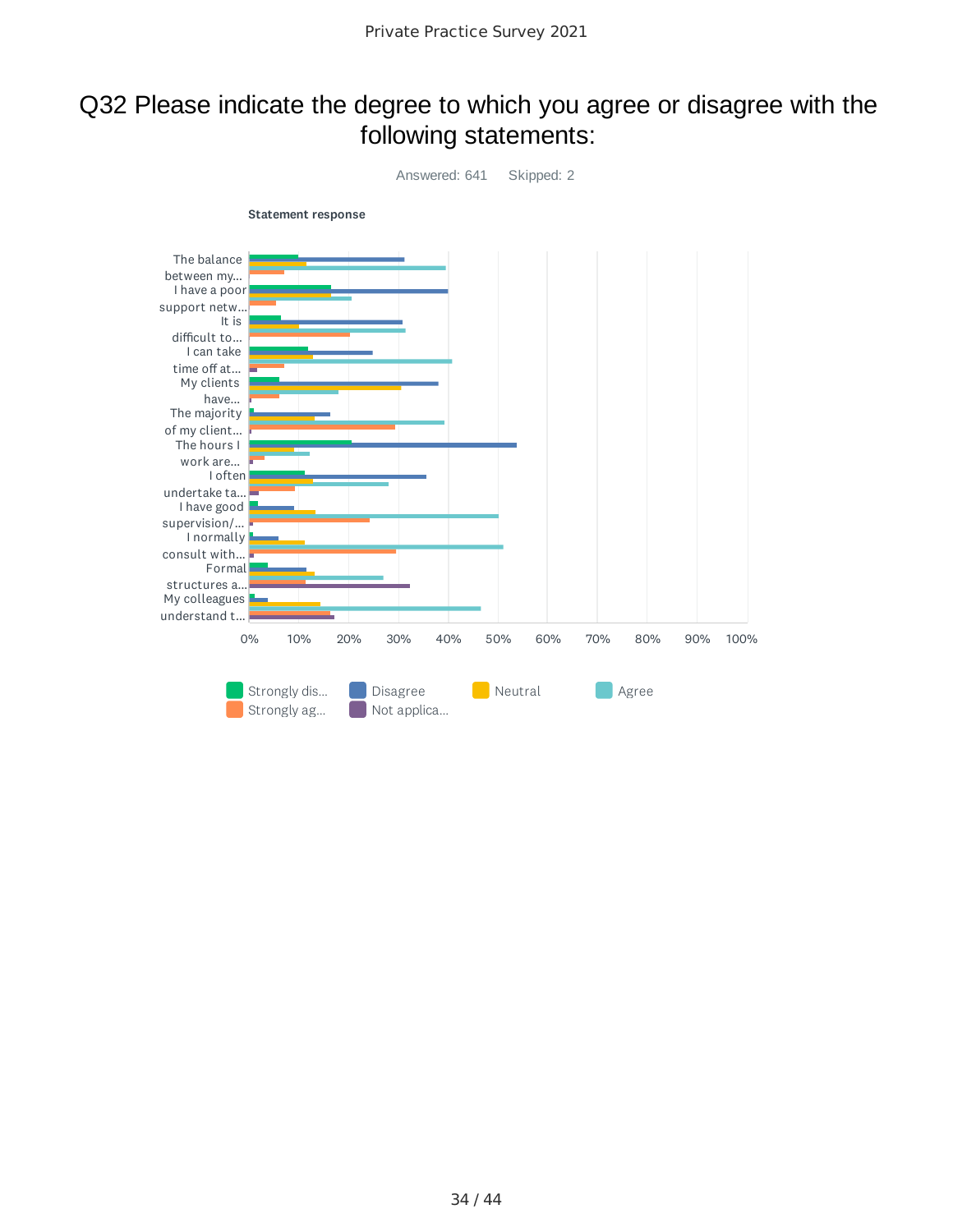# Q32 Please indicate the degree to which you agree or disagree with the following statements:

Answered: 641 Skipped: 2

**Statement response**

The balance between my...

I have a poor support netw...

It is difficult to...

I can take time off at...

My clients have...

The majority of my client...

The hours I work are...

I often undertake ta...

I have good supervision/...

I normally consult with...

Formal structures a...

My colleagues understand t...

0% 10% 20% 30% 40% 50% 60% 70% 80% 90% 100%

Strongly dis... | Disagree | Neutral | Agree | Strongly ag... | Not applica...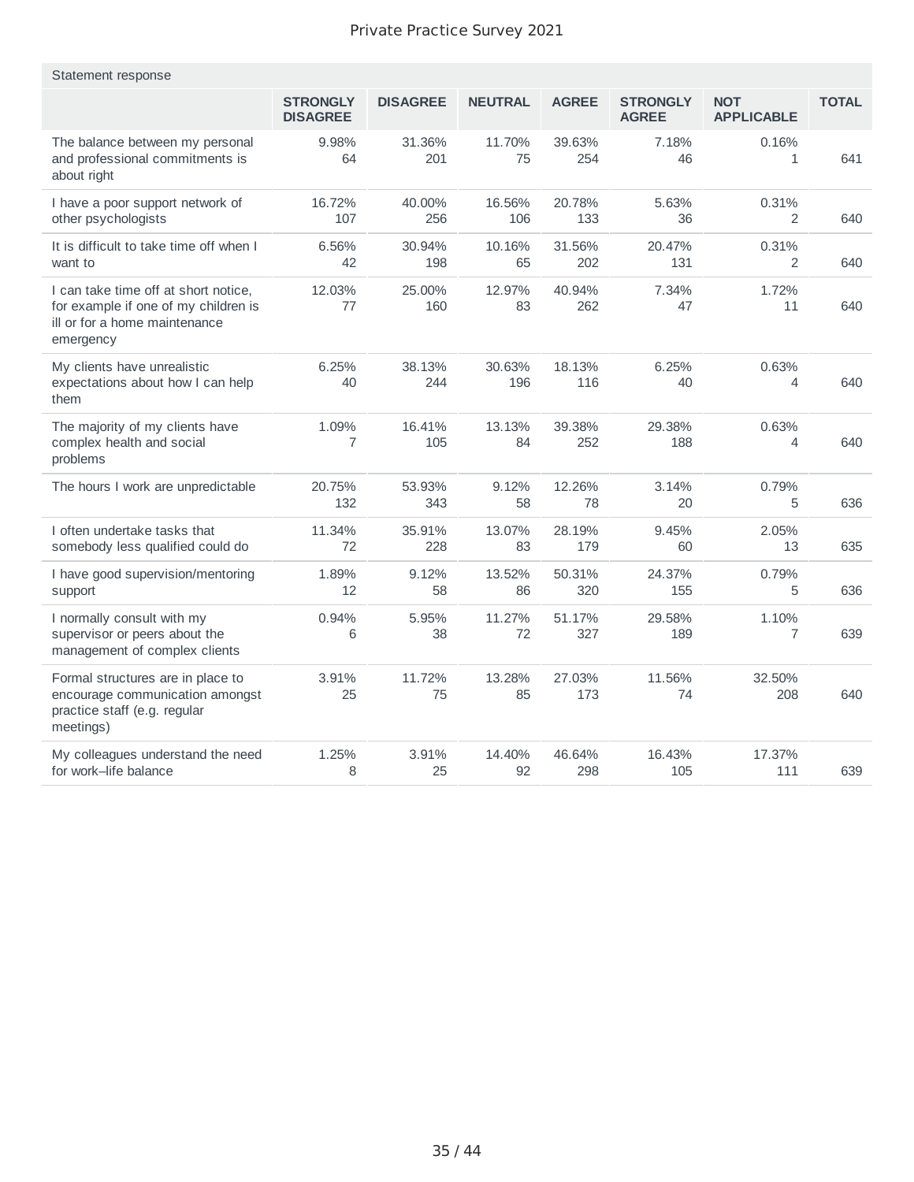Statement response

| | STRONGLY DISAGREE | DISAGREE | NEUTRAL | AGREE | STRONGLY AGREE | NOT APPLICABLE | TOTAL |
|---|---|---|---|---|---|---|---|
| The balance between my personal and professional commitments is about right | 9.98% 64 | 31.36% 201 | 11.70% 75 | 39.63% 254 | 7.18% 46 | 0.16% 1 | 641 |
| I have a poor support network of other psychologists | 16.72% 107 | 40.00% 256 | 16.56% 106 | 20.78% 133 | 5.63% 36 | 0.31% 2 | 640 |
| It is difficult to take time off when I want to | 6.56% 42 | 30.94% 198 | 10.16% 65 | 31.56% 202 | 20.47% 131 | 0.31% 2 | 640 |
| I can take time off at short notice, for example if one of my children is ill or for a home maintenance emergency | 12.03% 77 | 25.00% 160 | 12.97% 83 | 40.94% 262 | 7.34% 47 | 1.72% 11 | 640 |
| My clients have unrealistic expectations about how I can help them | 6.25% 40 | 38.13% 244 | 30.63% 196 | 18.13% 116 | 6.25% 40 | 0.63% 4 | 640 |
| The majority of my clients have complex health and social problems | 1.09% 7 | 16.41% 105 | 13.13% 84 | 39.38% 252 | 29.38% 188 | 0.63% 4 | 640 |
| The hours I work are unpredictable | 20.75% 132 | 53.93% 343 | 9.12% 58 | 12.26% 78 | 3.14% 20 | 0.79% 5 | 636 |
| I often undertake tasks that somebody less qualified could do | 11.34% 72 | 35.91% 228 | 13.07% 83 | 28.19% 179 | 9.45% 60 | 2.05% 13 | 635 |
| I have good supervision/mentoring support | 1.89% 12 | 9.12% 58 | 13.52% 86 | 50.31% 320 | 24.37% 155 | 0.79% 5 | 636 |
| I normally consult with my supervisor or peers about the management of complex clients | 0.94% 6 | 5.95% 38 | 11.27% 72 | 51.17% 327 | 29.58% 189 | 1.10% 7 | 639 |
| Formal structures are in place to encourage communication amongst practice staff (e.g. regular meetings) | 3.91% 25 | 11.72% 75 | 13.28% 85 | 27.03% 173 | 11.56% 74 | 32.50% 208 | 640 |
| My colleagues understand the need for work–life balance | 1.25% 8 | 3.91% 25 | 14.40% 92 | 46.64% 298 | 16.43% 105 | 17.37% 111 | 639 |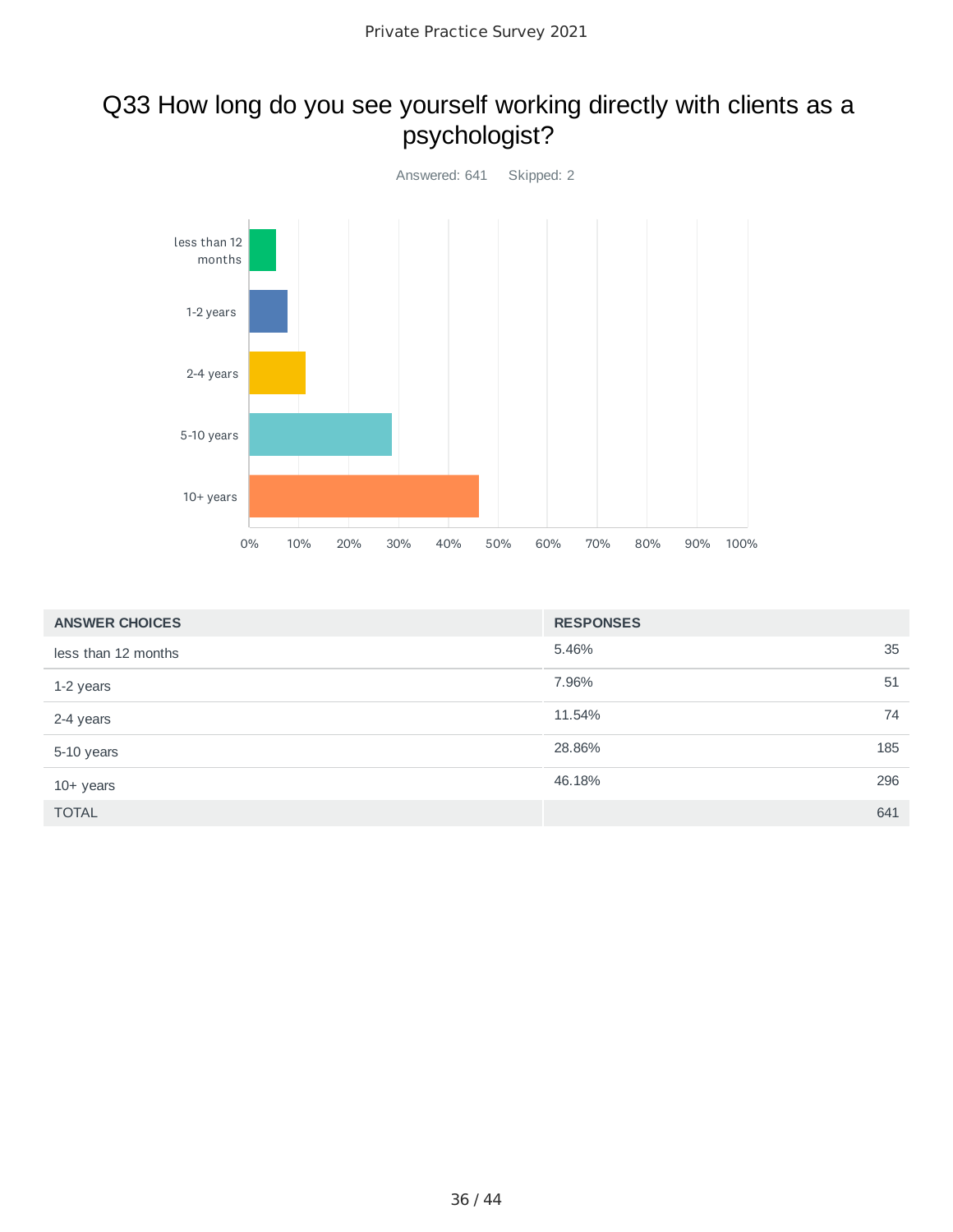## Q33 How long do you see yourself working directly with clients as a psychologist?

Answered: 641 Skipped: 2

| ANSWER CHOICES | RESPONSES | |
|---|---|---|
| less than 12 months | 5.46% | 35 |
| 1-2 years | 7.96% | 51 |
| 2-4 years | 11.54% | 74 |
| 5-10 years | 28.86% | 185 |
| 10+ years | 46.18% | 296 |
| TOTAL | | 641 |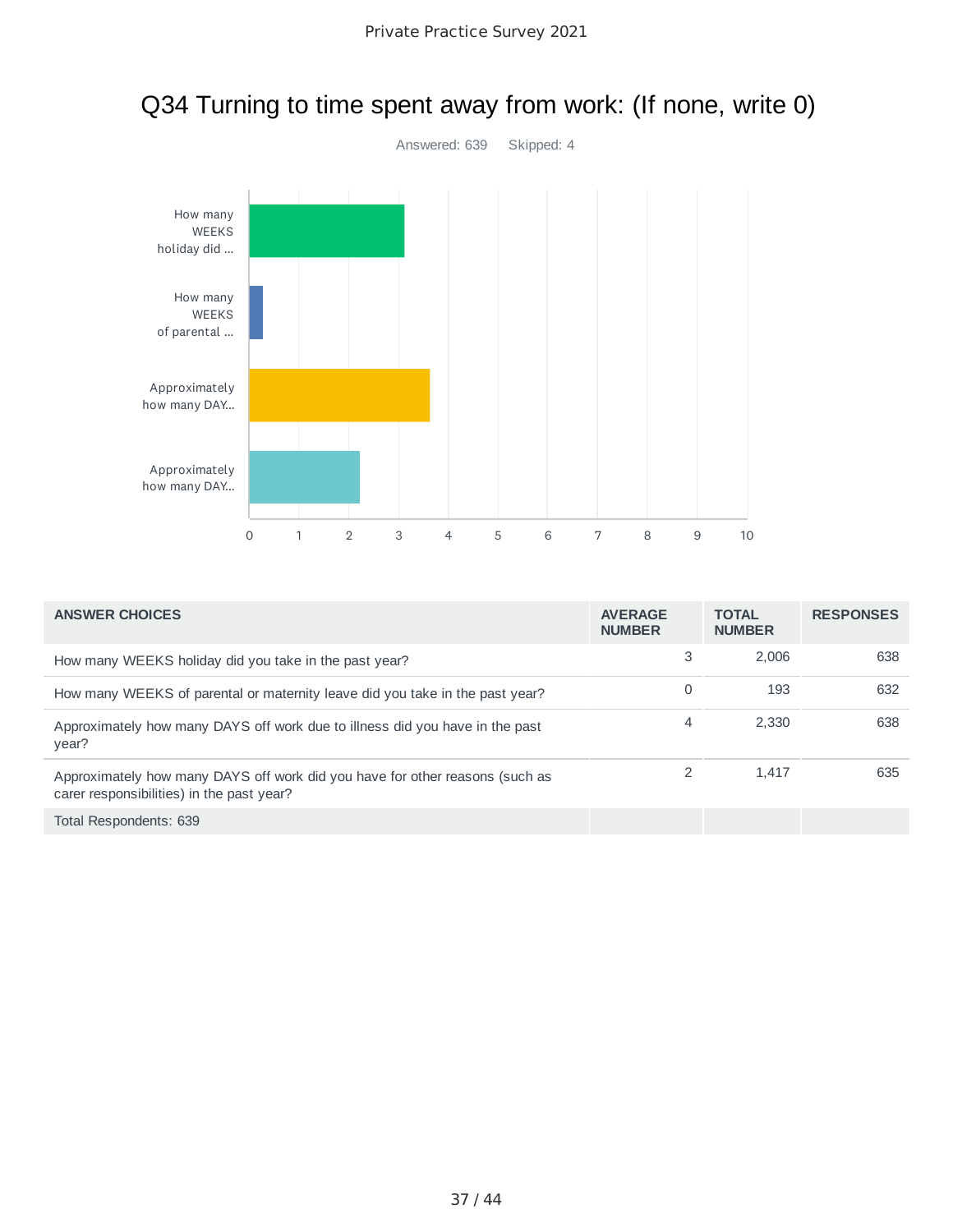# Q34 Turning to time spent away from work: (If none, write 0)

Answered: 639 Skipped: 4

| ANSWER CHOICES | AVERAGE NUMBER | TOTAL NUMBER | RESPONSES |
|---|---|---|---|
| How many WEEKS holiday did you take in the past year? | 3 | 2,006 | 638 |
| How many WEEKS of parental or maternity leave did you take in the past year? | 0 | 193 | 632 |
| Approximately how many DAYS off work due to illness did you have in the past year? | 4 | 2,330 | 638 |
| Approximately how many DAYS off work did you have for other reasons (such as carer responsibilities) in the past year? | 2 | 1,417 | 635 |
| Total Respondents: 639 | | | |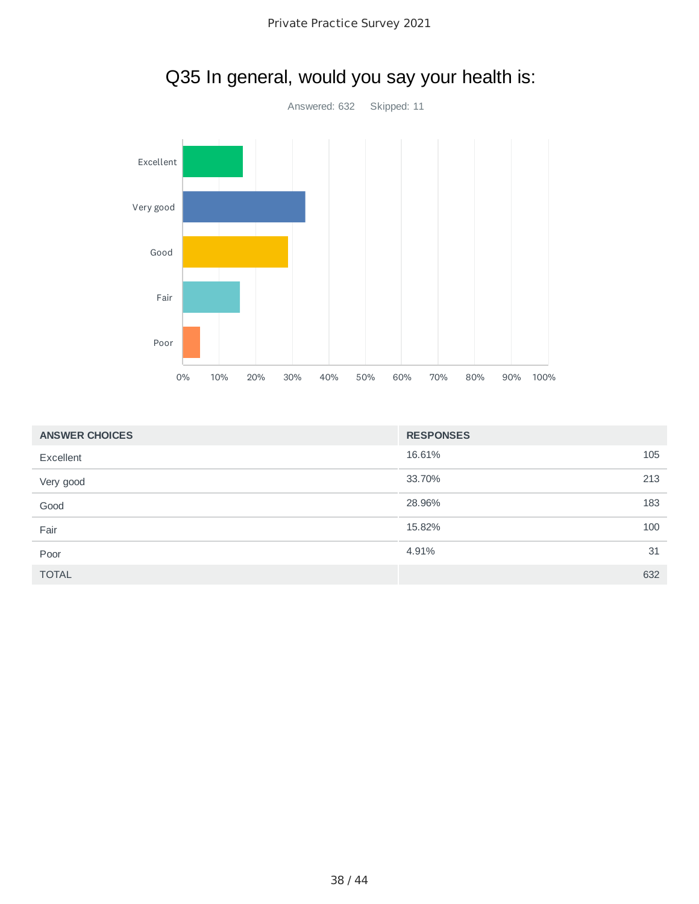# Q35 In general, would you say your health is:

Answered: 632 Skipped: 11

| ANSWER CHOICES | RESPONSES | |
|---|---|---|
| Excellent | 16.61% | 105 |
| Very good | 33.70% | 213 |
| Good | 28.96% | 183 |
| Fair | 15.82% | 100 |
| Poor | 4.91% | 31 |
| TOTAL | | 632 |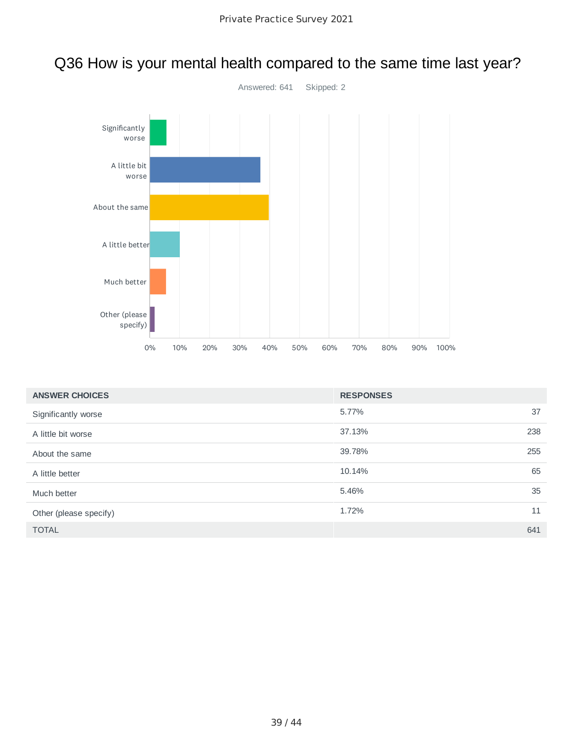# Q36 How is your mental health compared to the same time last year?

Answered: 641 Skipped: 2

| ANSWER CHOICES | RESPONSES | |
| --- | --- | --- |
| Significantly worse | 5.77% | 37 |
| A little bit worse | 37.13% | 238 |
| About the same | 39.78% | 255 |
| A little better | 10.14% | 65 |
| Much better | 5.46% | 35 |
| Other (please specify) | 1.72% | 11 |
| TOTAL | | 641 |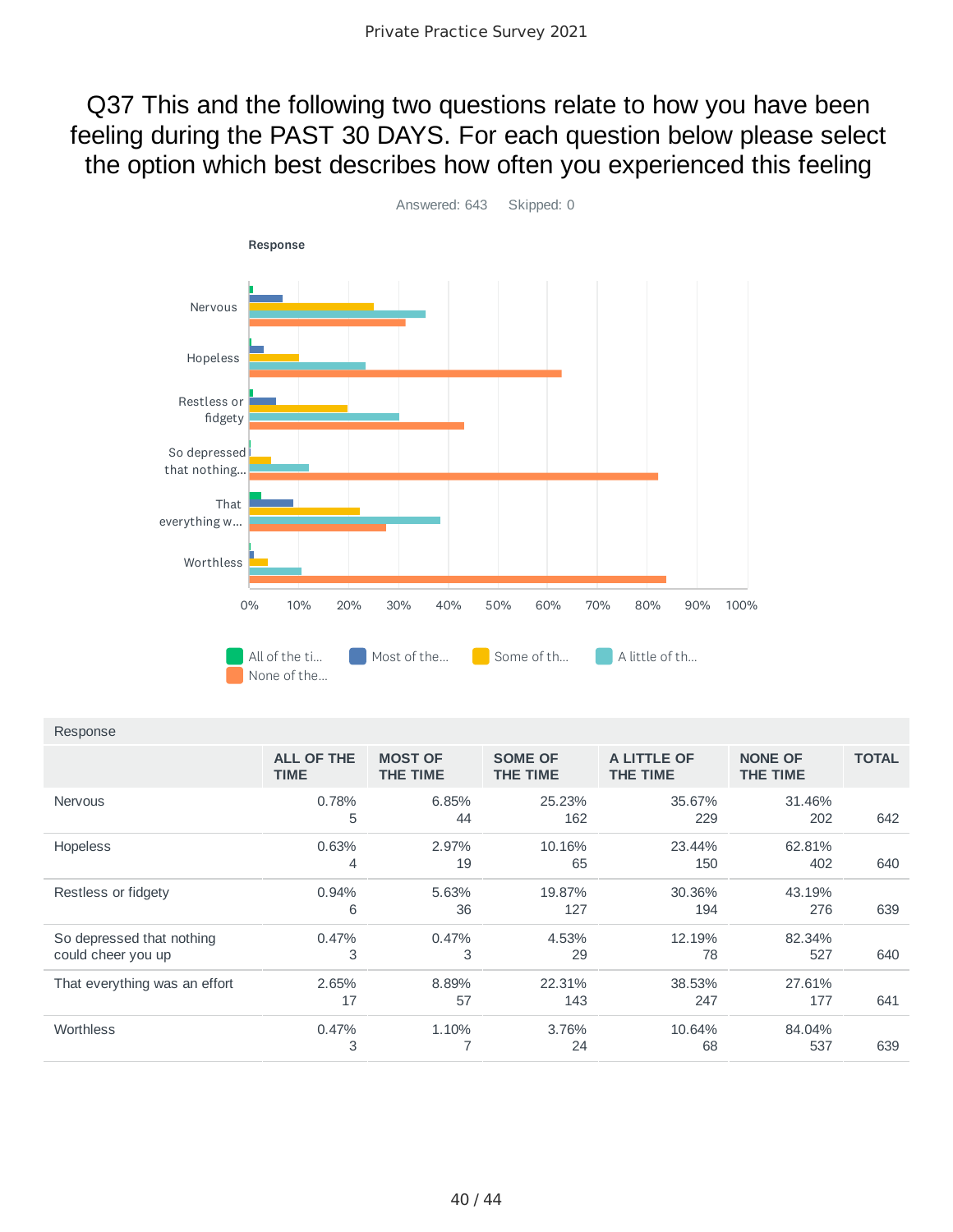# Q37 This and the following two questions relate to how you have been feeling during the PAST 30 DAYS. For each question below please select the option which best describes how often you experienced this feeling

Answered: 643    Skipped: 0

| Response | ALL OF THE TIME | MOST OF THE TIME | SOME OF THE TIME | A LITTLE OF THE TIME | NONE OF THE TIME | TOTAL |
|---|---|---|---|---|---|---|
| Nervous | 0.78%<br>5 | 6.85%<br>44 | 25.23%<br>162 | 35.67%<br>229 | 31.46%<br>202 | 642 |
| Hopeless | 0.63%<br>4 | 2.97%<br>19 | 10.16%<br>65 | 23.44%<br>150 | 62.81%<br>402 | 640 |
| Restless or fidgety | 0.94%<br>6 | 5.63%<br>36 | 19.87%<br>127 | 30.36%<br>194 | 43.19%<br>276 | 639 |
| So depressed that nothing could cheer you up | 0.47%<br>3 | 0.47%<br>3 | 4.53%<br>29 | 12.19%<br>78 | 82.34%<br>527 | 640 |
| That everything was an effort | 2.65%<br>17 | 8.89%<br>57 | 22.31%<br>143 | 38.53%<br>247 | 27.61%<br>177 | 641 |
| Worthless | 0.47%<br>3 | 1.10%<br>7 | 3.76%<br>24 | 10.64%<br>68 | 84.04%<br>537 | 639 |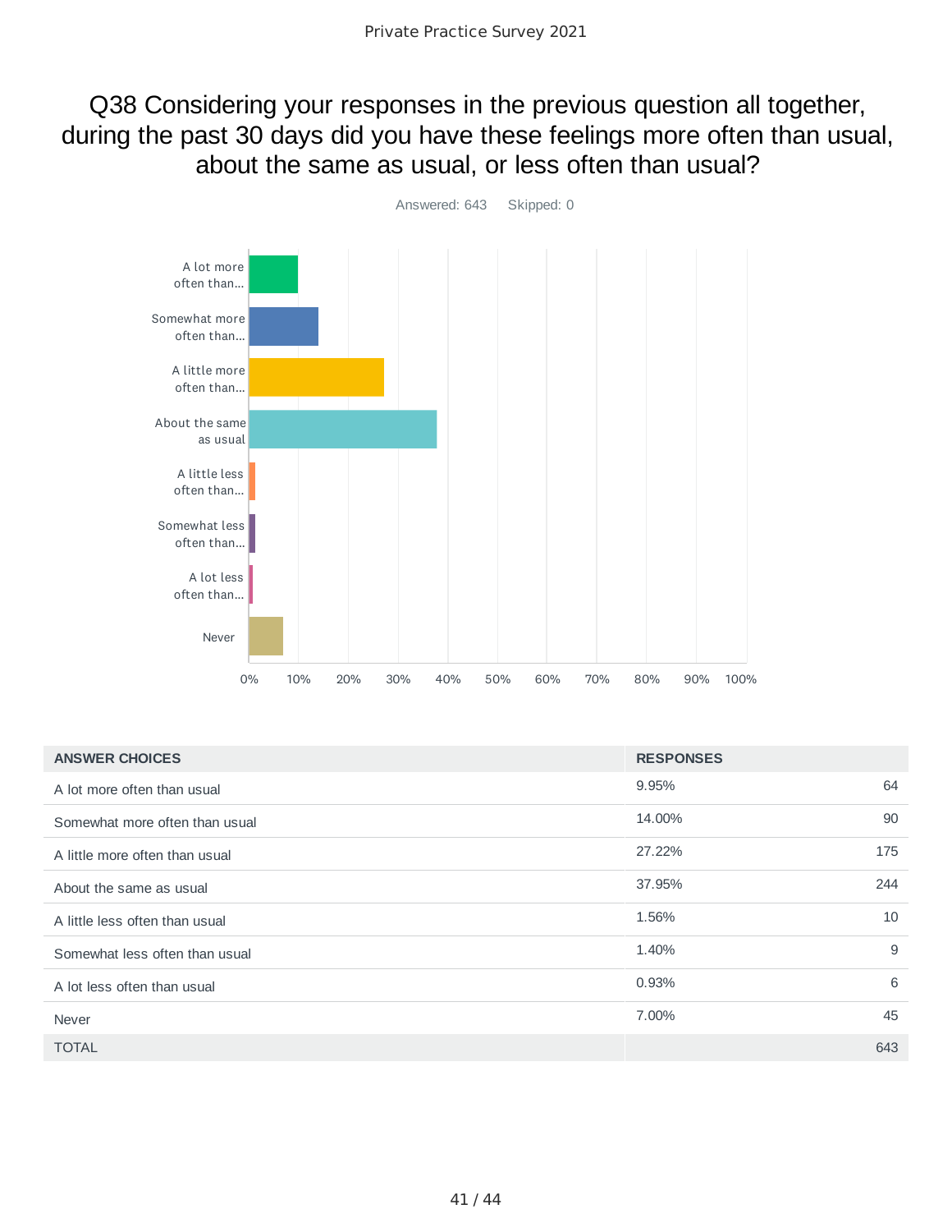# Q38 Considering your responses in the previous question all together, during the past 30 days did you have these feelings more often than usual, about the same as usual, or less often than usual?

Answered: 643    Skipped: 0

| ANSWER CHOICES | RESPONSES | |
|---|---|---|
| A lot more often than usual | 9.95% | 64 |
| Somewhat more often than usual | 14.00% | 90 |
| A little more often than usual | 27.22% | 175 |
| About the same as usual | 37.95% | 244 |
| A little less often than usual | 1.56% | 10 |
| Somewhat less often than usual | 1.40% | 9 |
| A lot less often than usual | 0.93% | 6 |
| Never | 7.00% | 45 |
| TOTAL | | 643 |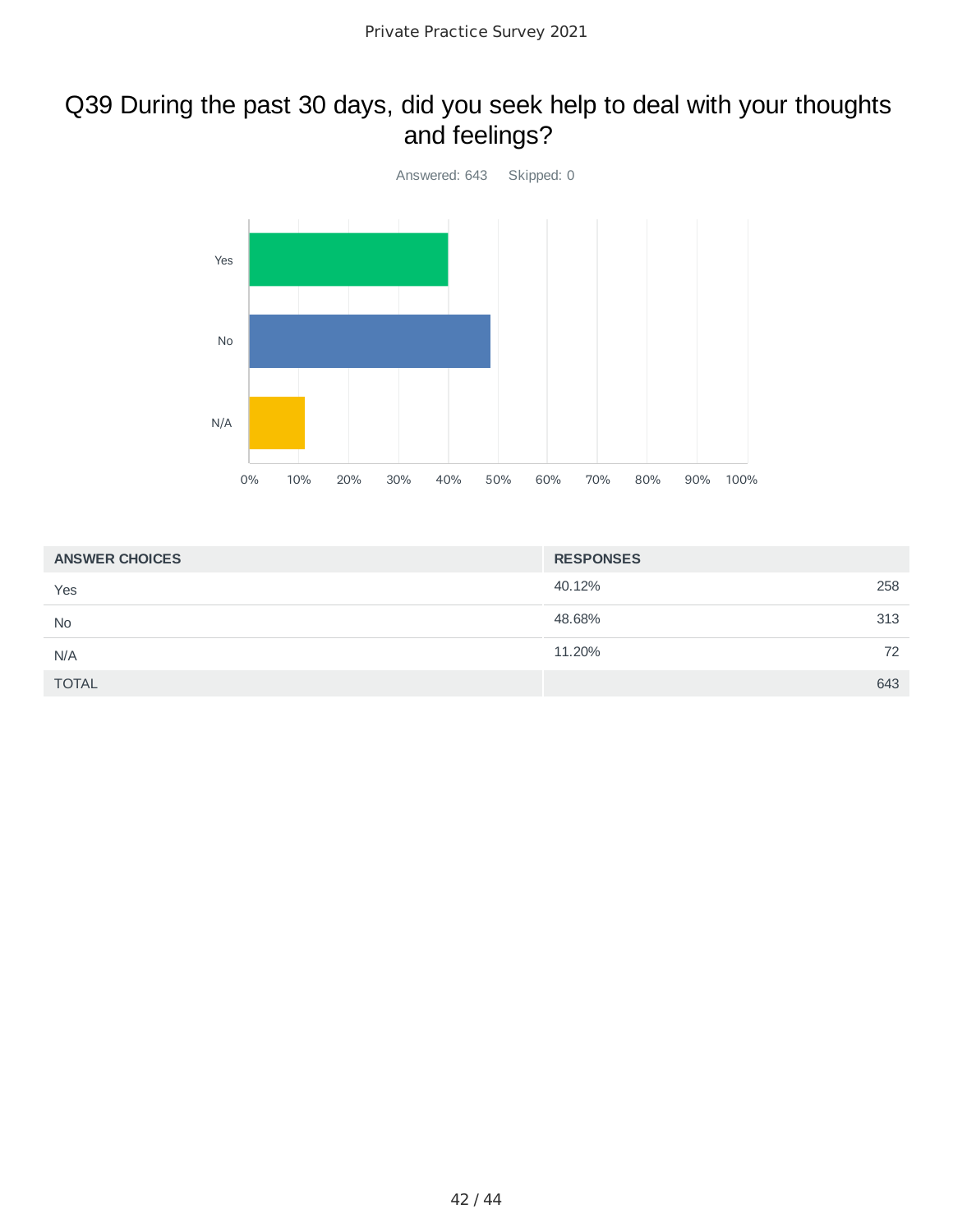# Q39 During the past 30 days, did you seek help to deal with your thoughts and feelings?

Answered: 643 Skipped: 0

| ANSWER CHOICES | RESPONSES | |
|---|---|---|
| Yes | 40.12% | 258 |
| No | 48.68% | 313 |
| N/A | 11.20% | 72 |
| TOTAL | | 643 |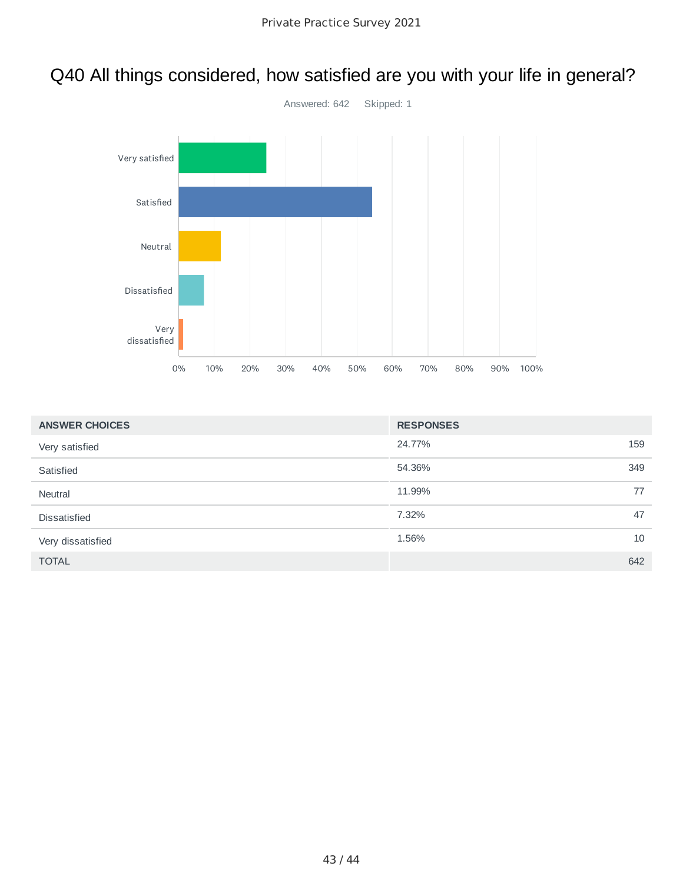# Q40 All things considered, how satisfied are you with your life in general?

Answered: 642    Skipped: 1

| ANSWER CHOICES | RESPONSES | |
|---|---|---|
| Very satisfied | 24.77% | 159 |
| Satisfied | 54.36% | 349 |
| Neutral | 11.99% | 77 |
| Dissatisfied | 7.32% | 47 |
| Very dissatisfied | 1.56% | 10 |
| TOTAL | | 642 |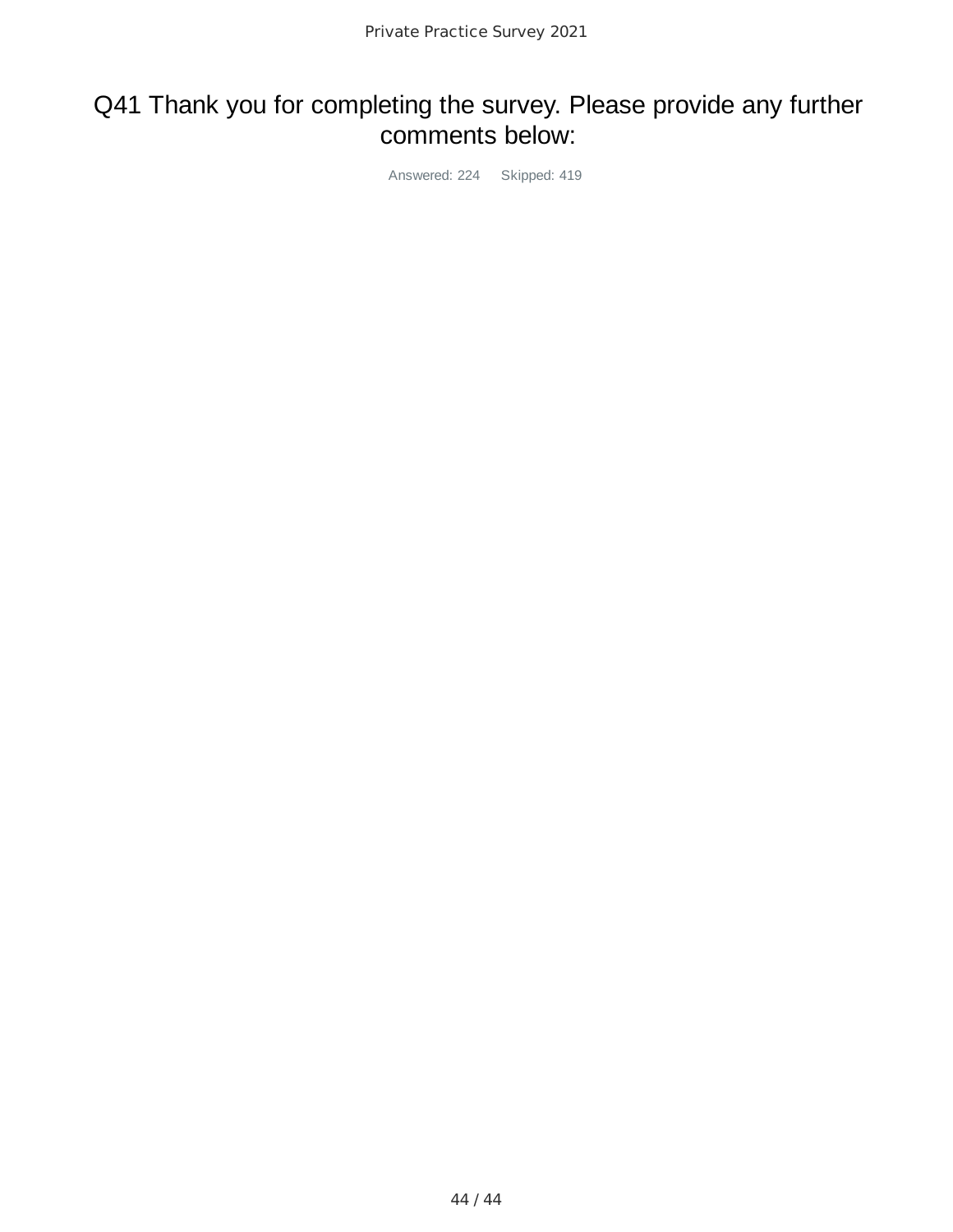# Q41 Thank you for completing the survey. Please provide any further comments below:

Answered: 224 Skipped: 419